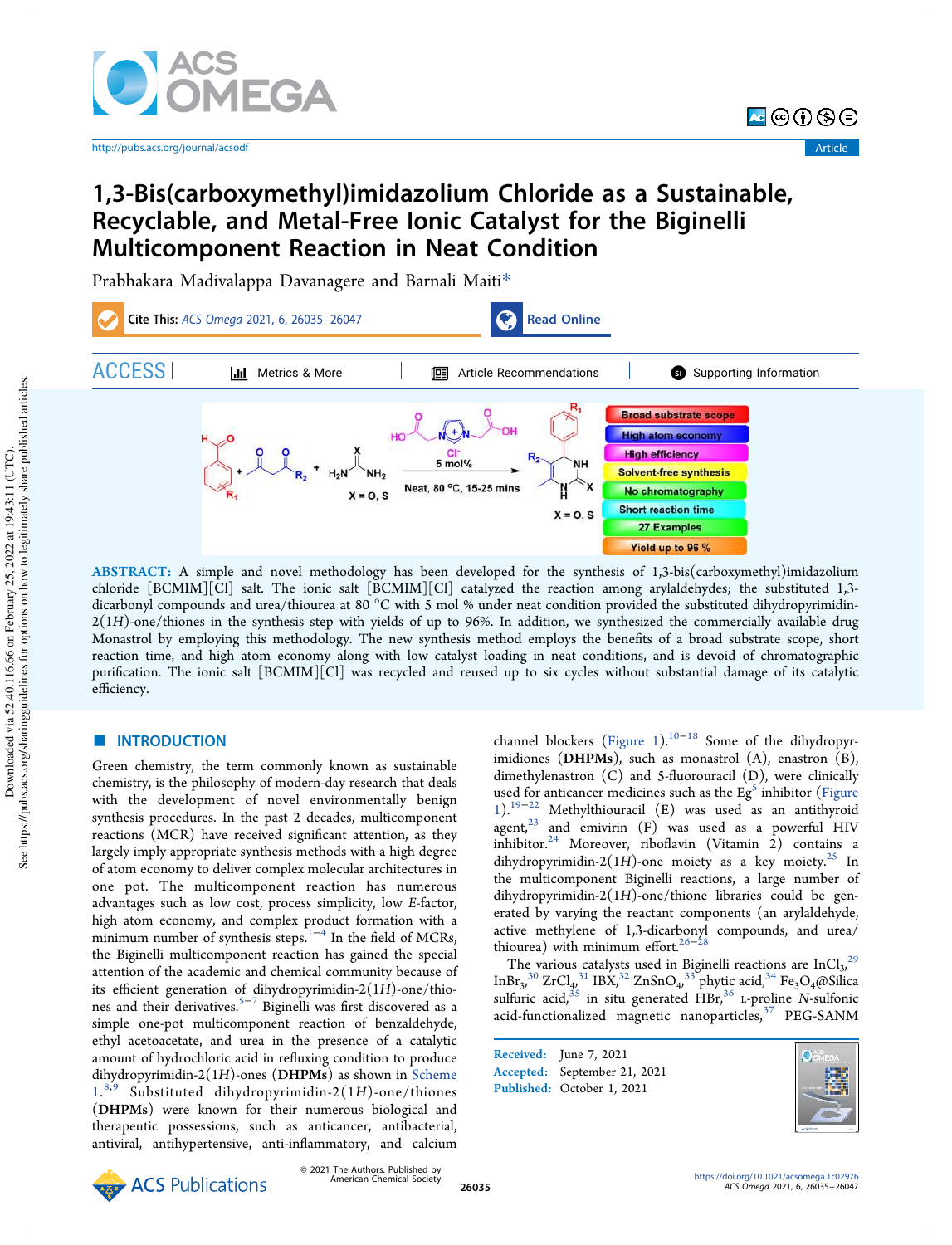# 1,3-Bis(carboxymethyl)imidazolium Chloride as a Sustainable, Recyclable, and Metal-Free Ionic Catalyst for the Biginelli Multicomponent Reaction in Neat Condition

Prabhakara Madivalappa Davanagere and Barnali Maiti*

**ABSTRACT:** A simple and novel methodology has been developed for the synthesis of 1,3-bis(carboxymethyl)imidazolium chloride [BCMIM][Cl] salt. The ionic salt [BCMIM][Cl] catalyzed the reaction among arylaldehydes; the substituted 1,3-dicarbonyl compounds and urea/thiourea at 80 °C with 5 mol % under neat condition provided the substituted dihydropyrimidin-2(1*H*)-one/thiones in the synthesis step with yields of up to 96%. In addition, we synthesized the commercially available drug Monastrol by employing this methodology. The new synthesis method employs the benefits of a broad substrate scope, short reaction time, and high atom economy along with low catalyst loading in neat conditions, and is devoid of chromatographic purification. The ionic salt [BCMIM][Cl] was recycled and reused up to six cycles without substantial damage of its catalytic efficiency.

## INTRODUCTION

Green chemistry, the term commonly known as sustainable chemistry, is the philosophy of modern-day research that deals with the development of novel environmentally benign synthesis procedures. In the past 2 decades, multicomponent reactions (MCR) have received significant attention, as they largely imply appropriate synthesis methods with a high degree of atom economy to deliver complex molecular architectures in one pot. The multicomponent reaction has numerous advantages such as low cost, process simplicity, low *E*-factor, high atom economy, and complex product formation with a minimum number of synthesis steps.[1−4] In the field of MCRs, the Biginelli multicomponent reaction has gained the special attention of the academic and chemical community because of its efficient generation of dihydropyrimidin-2(1*H*)-one/thiones and their derivatives.[5−7] Biginelli was first discovered as a simple one-pot multicomponent reaction of benzaldehyde, ethyl acetoacetate, and urea in the presence of a catalytic amount of hydrochloric acid in refluxing condition to produce dihydropyrimidin-2(1*H*)-ones (**DHPMs**) as shown in Scheme 1.[8,9] Substituted dihydropyrimidin-2(1*H*)-one/thiones (**DHPMs**) were known for their numerous biological and therapeutic possessions, such as anticancer, antibacterial, antiviral, antihypertensive, anti-inflammatory, and calcium channel blockers (Figure 1).[10−18] Some of the dihydropyrimidiones (**DHPMs**), such as monastrol (A), enastron (B), dimethylenastron (C) and 5-fluorouracil (D), were clinically used for anticancer medicines such as the Eg[5] inhibitor (Figure 1).[19−22] Methylthiouracil (E) was used as an antithyroid agent,[23] and emivirin (F) was used as a powerful HIV inhibitor.[24] Moreover, riboflavin (Vitamin 2) contains a dihydropyrimidin-2(1*H*)-one moiety as a key moiety.[25] In the multicomponent Biginelli reactions, a large number of dihydropyrimidin-2(1*H*)-one/thione libraries could be generated by varying the reactant components (an arylaldehyde, active methylene of 1,3-dicarbonyl compounds, and urea/thiourea) with minimum effort.[26−28]

The various catalysts used in Biginelli reactions are $InCl_3$,[29] $InBr_3$,[30] $ZrCl_4$,[31] IBX,[32] $ZnSnO_4$,[33] phytic acid,[34] $Fe_3O_4$@Silica sulfuric acid,[35] in situ generated HBr,[36] L-proline *N*-sulfonic acid-functionalized magnetic nanoparticles,[37] PEG-SANM

Received: June 7, 2021
Accepted: September 21, 2021
Published: October 1, 2021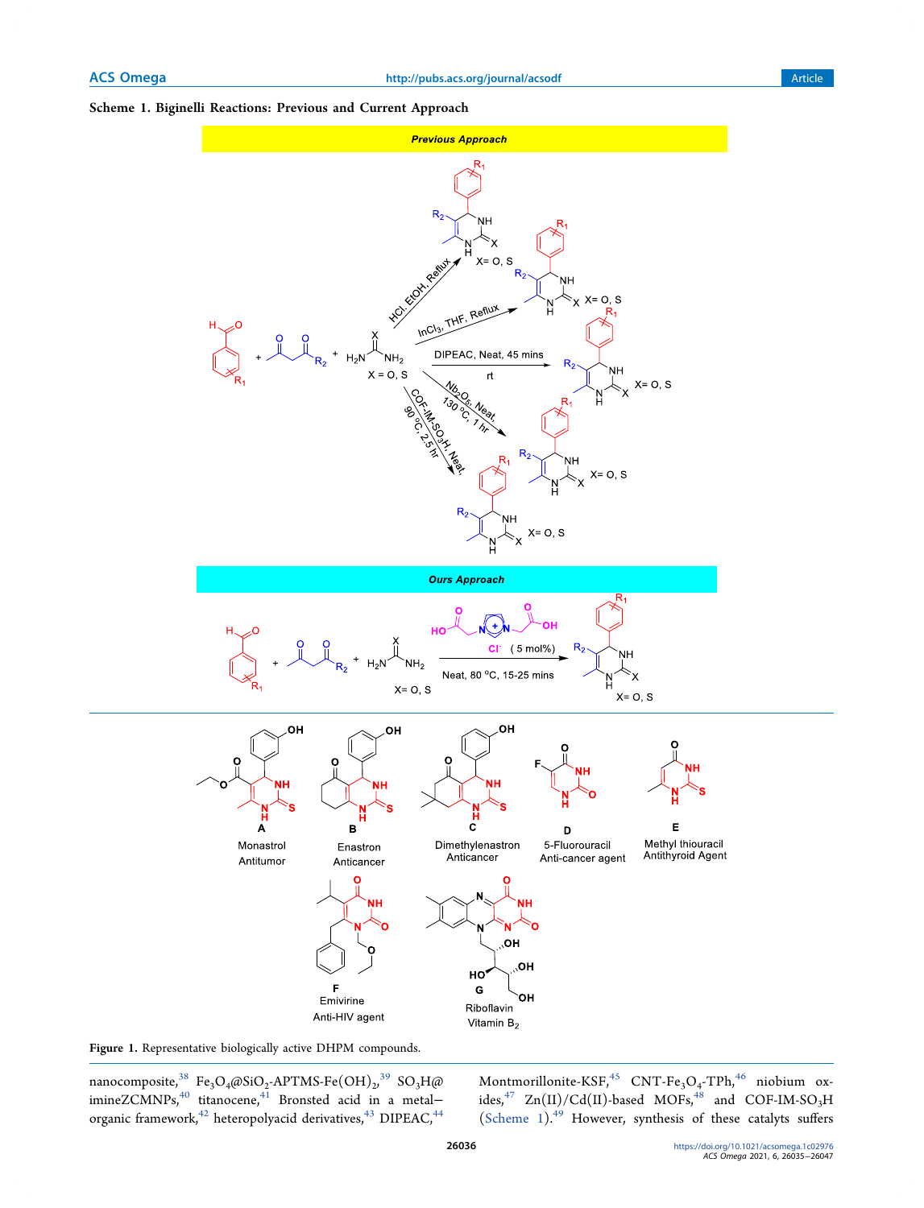**Scheme 1. Biginelli Reactions: Previous and Current Approach**

**Figure 1.** Representative biologically active DHPM compounds.

nanocomposite,[38] $Fe_3O_4$@$SiO_2$-APTMS-Fe$(OH)_2$,[39] $SO_3H$@imineZCMNPs,[40] titanocene,[41] Bronsted acid in a metal–organic framework,[42] heteropolyacid derivatives,[43] DIPEAC,[44] Montmorillonite-KSF,[45] CNT-$Fe_3O_4$-TPh,[46] niobium oxides,[47] Zn(II)/Cd(II)-based MOFs,[48] and COF-IM-$SO_3$H (Scheme 1).[49] However, synthesis of these catalyts suffers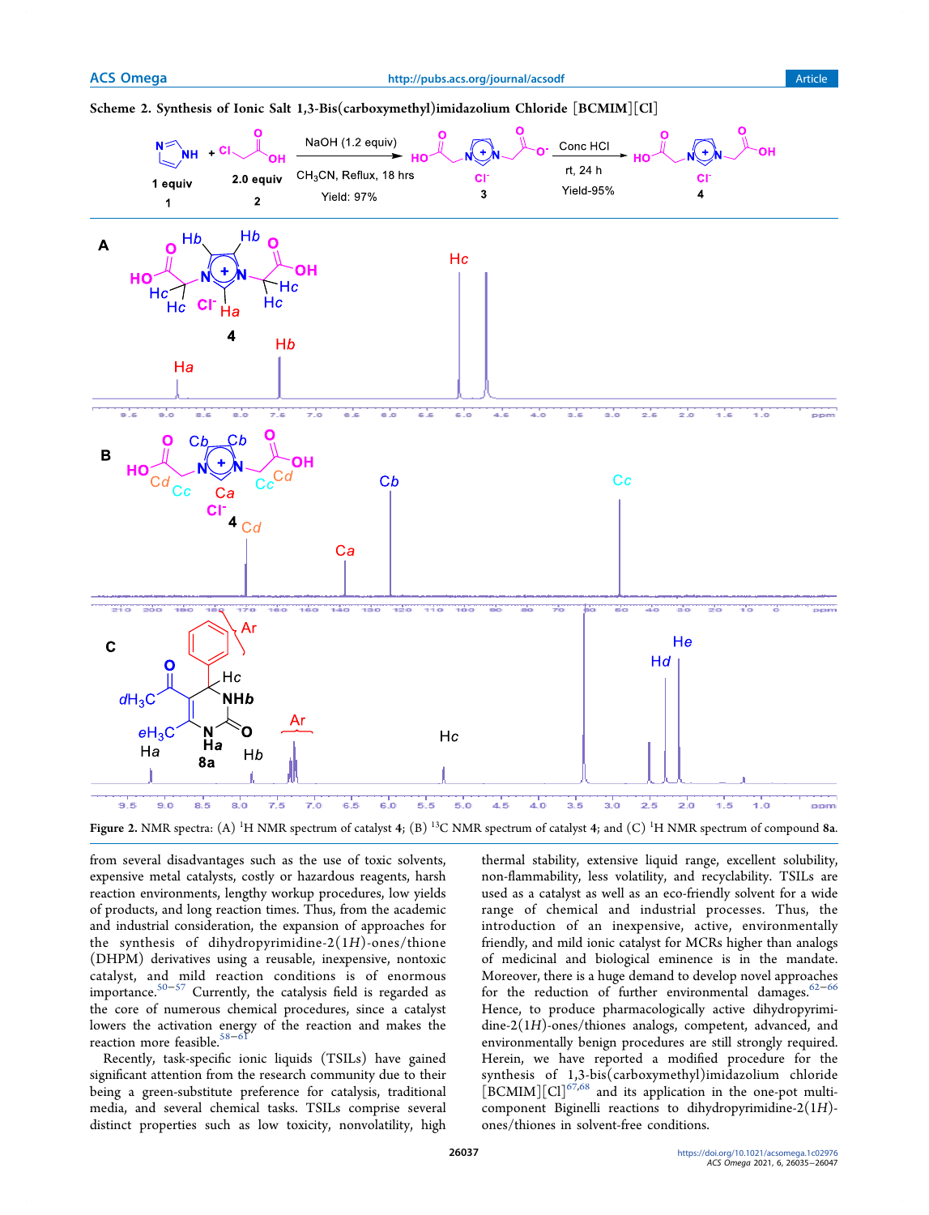**Scheme 2. Synthesis of Ionic Salt 1,3-Bis(carboxymethyl)imidazolium Chloride [BCMIM][Cl]**

Figure 2. NMR spectra: (A) $^1$H NMR spectrum of catalyst **4**; (B) $^{13}$C NMR spectrum of catalyst **4**; and (C) $^1$H NMR spectrum of compound **8a**.

from several disadvantages such as the use of toxic solvents, expensive metal catalysts, costly or hazardous reagents, harsh reaction environments, lengthy workup procedures, low yields of products, and long reaction times. Thus, from the academic and industrial consideration, the expansion of approaches for the synthesis of dihydropyrimidine-2(1*H*)-ones/thione (DHPM) derivatives using a reusable, inexpensive, nontoxic catalyst, and mild reaction conditions is of enormous importance.[50−57] Currently, the catalysis field is regarded as the core of numerous chemical procedures, since a catalyst lowers the activation energy of the reaction and makes the reaction more feasible.[58−61]

Recently, task-specific ionic liquids (TSILs) have gained significant attention from the research community due to their being a green-substitute preference for catalysis, traditional media, and several chemical tasks. TSILs comprise several distinct properties such as low toxicity, nonvolatility, high thermal stability, extensive liquid range, excellent solubility, non-flammability, less volatility, and recyclability. TSILs are used as a catalyst as well as an eco-friendly solvent for a wide range of chemical and industrial processes. Thus, the introduction of an inexpensive, active, environmentally friendly, and mild ionic catalyst for MCRs higher than analogs of medicinal and biological eminence is in the mandate. Moreover, there is a huge demand to develop novel approaches for the reduction of further environmental damages.[62−66] Hence, to produce pharmacologically active dihydropyrimidine-2(1*H*)-ones/thiones analogs, competent, advanced, and environmentally benign procedures are still strongly required. Herein, we have reported a modified procedure for the synthesis of 1,3-bis(carboxymethyl)imidazolium chloride [BCMIM][Cl][67,68] and its application in the one-pot multicomponent Biginelli reactions to dihydropyrimidine-2(1*H*)-ones/thiones in solvent-free conditions.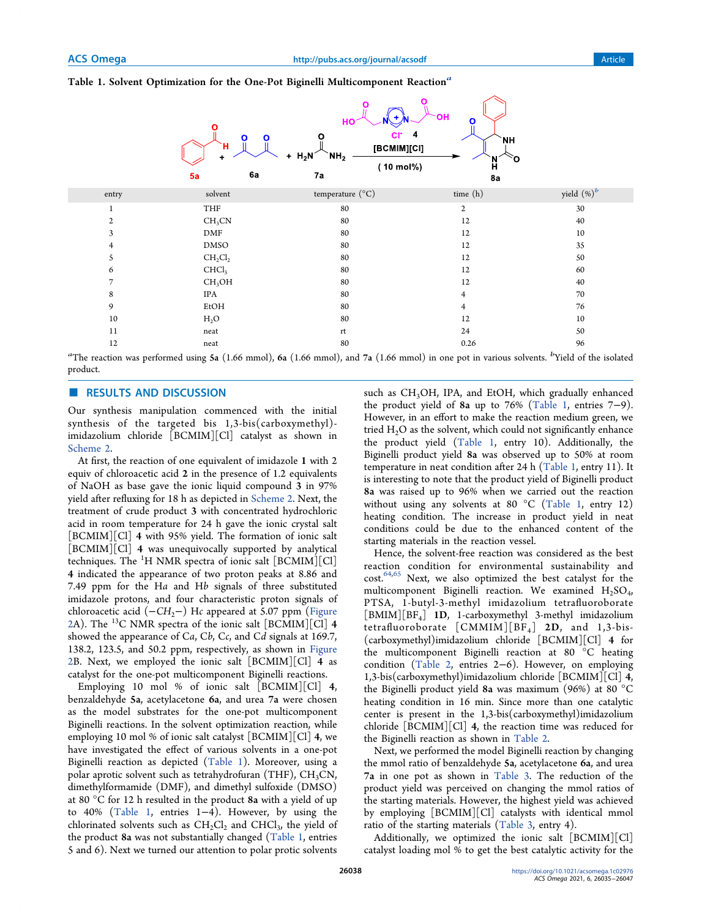**Table 1. Solvent Optimization for the One-Pot Biginelli Multicomponent Reaction**[a]

| entry | solvent | temperature (°C) | time (h) | yield (%)[b] |
|---|---|---|---|---|
| 1 | THF | 80 | 2 | 30 |
| 2 | $CH_3CN$ | 80 | 12 | 40 |
| 3 | DMF | 80 | 12 | 10 |
| 4 | DMSO | 80 | 12 | 35 |
| 5 | $CH_2Cl_2$ | 80 | 12 | 50 |
| 6 | $CHCl_3$ | 80 | 12 | 60 |
| 7 | $CH_3OH$ | 80 | 12 | 40 |
| 8 | IPA | 80 | 4 | 70 |
| 9 | EtOH | 80 | 4 | 76 |
| 10 | $H_2O$ | 80 | 12 | 10 |
| 11 | neat | rt | 24 | 50 |
| 12 | neat | 80 | 0.26 | 96 |

[a]The reaction was performed using **5a** (1.66 mmol), **6a** (1.66 mmol), and **7a** (1.66 mmol) in one pot in various solvents. [b]Yield of the isolated product.

## RESULTS AND DISCUSSION

Our synthesis manipulation commenced with the initial synthesis of the targeted bis 1,3-bis(carboxymethyl)-imidazolium chloride [BCMIM][Cl] catalyst as shown in Scheme 2.

At first, the reaction of one equivalent of imidazole **1** with 2 equiv of chloroacetic acid **2** in the presence of 1.2 equivalents of NaOH as base gave the ionic liquid compound **3** in 97% yield after refluxing for 18 h as depicted in Scheme 2. Next, the treatment of crude product **3** with concentrated hydrochloric acid in room temperature for 24 h gave the ionic crystal salt [BCMIM][Cl] **4** with 95% yield. The formation of ionic salt [BCMIM][Cl] **4** was unequivocally supported by analytical techniques. The $^{1}H$ NMR spectra of ionic salt [BCMIM][Cl] **4** indicated the appearance of two proton peaks at 8.86 and 7.49 ppm for the H*a* and H*b* signals of three substituted imidazole protons, and four characteristic proton signals of chloroacetic acid (−*CH*$_2$−) H*c* appeared at 5.07 ppm (Figure 2A). The $^{13}C$ NMR spectra of the ionic salt [BCMIM][Cl] **4** showed the appearance of C*a*, C*b*, C*c*, and C*d* signals at 169.7, 138.2, 123.5, and 50.2 ppm, respectively, as shown in Figure 2B. Next, we employed the ionic salt [BCMIM][Cl] **4** as catalyst for the one-pot multicomponent Biginelli reactions.

Employing 10 mol % of ionic salt [BCMIM][Cl] **4**, benzaldehyde **5a**, acetylacetone **6a**, and urea **7a** were chosen as the model substrates for the one-pot multicomponent Biginelli reactions. In the solvent optimization reaction, while employing 10 mol % of ionic salt catalyst [BCMIM][Cl] **4**, we have investigated the effect of various solvents in a one-pot Biginelli reaction as depicted (Table 1). Moreover, using a polar aprotic solvent such as tetrahydrofuran (THF), $CH_3CN$, dimethylformamide (DMF), and dimethyl sulfoxide (DMSO) at 80 °C for 12 h resulted in the product **8a** with a yield of up to 40% (Table 1, entries 1−4). However, by using the chlorinated solvents such as $CH_2Cl_2$ and $CHCl_3$, the yield of the product **8a** was not substantially changed (Table 1, entries 5 and 6). Next we turned our attention to polar protic solvents such as $CH_3OH$, IPA, and EtOH, which gradually enhanced the product yield of **8a** up to 76% (Table 1, entries 7−9). However, in an effort to make the reaction medium green, we tried $H_2O$ as the solvent, which could not significantly enhance the product yield (Table 1, entry 10). Additionally, the Biginelli product yield **8a** was observed up to 50% at room temperature in neat condition after 24 h (Table 1, entry 11). It is interesting to note that the product yield of Biginelli product **8a** was raised up to 96% when we carried out the reaction without using any solvents at 80 °C (Table 1, entry 12) heating condition. The increase in product yield in neat conditions could be due to the enhanced content of the starting materials in the reaction vessel.

Hence, the solvent-free reaction was considered as the best reaction condition for environmental sustainability and cost.[64,65] Next, we also optimized the best catalyst for the multicomponent Biginelli reaction. We examined $H_2SO_4$, PTSA, 1-butyl-3-methyl imidazolium tetrafluoroborate [BMIM][$BF_4$] **1D**, 1-carboxymethyl 3-methyl imidazolium tetrafluoroborate [CMMIM][$BF_4$] **2D**, and 1,3-bis-(carboxymethyl)imidazolium chloride [BCMIM][Cl] **4** for the multicomponent Biginelli reaction at 80 °C heating condition (Table 2, entries 2−6). However, on employing 1,3-bis(carboxymethyl)imidazolium chloride [BCMIM][Cl] **4**, the Biginelli product yield **8a** was maximum (96%) at 80 °C heating condition in 16 min. Since more than one catalytic center is present in the 1,3-bis(carboxymethyl)imidazolium chloride [BCMIM][Cl] **4**, the reaction time was reduced for the Biginelli reaction as shown in Table 2.

Next, we performed the model Biginelli reaction by changing the mmol ratio of benzaldehyde **5a**, acetylacetone **6a**, and urea **7a** in one pot as shown in Table 3. The reduction of the product yield was perceived on changing the mmol ratios of the starting materials. However, the highest yield was achieved by employing [BCMIM][Cl] catalysts with identical mmol ratio of the starting materials (Table 3, entry 4).

Additionally, we optimized the ionic salt [BCMIM][Cl] catalyst loading mol % to get the best catalytic activity for the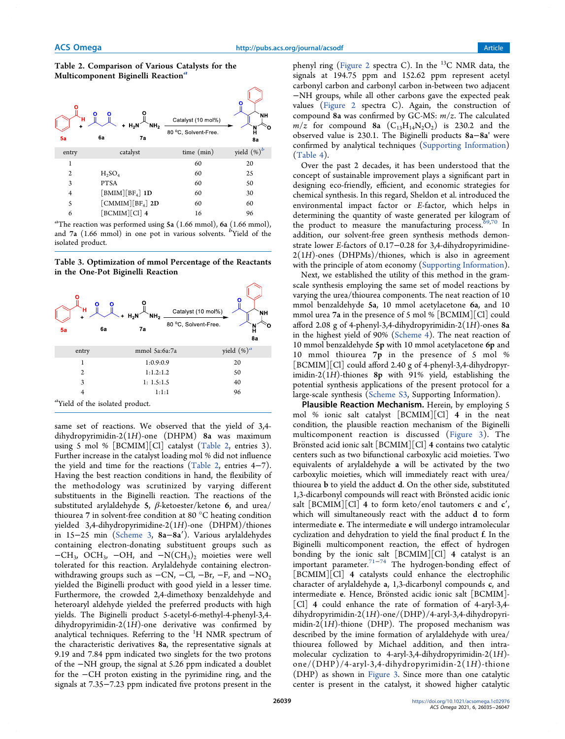**Table 2. Comparison of Various Catalysts for the Multicomponent Biginelli Reaction**[a]

| entry | catalyst | time (min) | yield (%)[b] |
|---|---|---|---|
| 1 | | 60 | 20 |
| 2 | $H_2SO_4$ | 60 | 25 |
| 3 | PTSA | 60 | 50 |
| 4 | [BMIM][$BF_4$] **1D** | 60 | 30 |
| 5 | [CMMIM][$BF_4$] **2D** | 60 | 60 |
| 6 | [BCMIM][Cl] **4** | 16 | 96 |

[a]The reaction was performed using **5a** (1.66 mmol), **6a** (1.66 mmol), and **7a** (1.66 mmol) in one pot in various solvents. [b]Yield of the isolated product.

**Table 3. Optimization of mmol Percentage of the Reactants in the One-Pot Biginelli Reaction**

| entry | mmol 5a:6a:7a | yield (%)[a] |
|---|---|---|
| 1 | 1:0.9:0.9 | 20 |
| 2 | 1:1.2:1.2 | 50 |
| 3 | 1: 1.5:1.5 | 40 |
| 4 | 1:1:1 | 96 |

[a]Yield of the isolated product.

same set of reactions. We observed that the yield of 3,4-dihydropyrimidin-2(1*H*)-one (DHPM) **8a** was maximum using 5 mol % [BCMIM][Cl] catalyst (Table 2, entries 3). Further increase in the catalyst loading mol % did not influence the yield and time for the reactions (Table 2, entries 4–7). Having the best reaction conditions in hand, the flexibility of the methodology was scrutinized by varying different substituents in the Biginelli reaction. The reactions of the substituted arylaldehyde **5**, *β*-ketoester/ketone **6**, and urea/thiourea **7** in solvent-free condition at 80 °C heating condition yielded 3,4-dihydropyrimidin-2(1*H*)-one (DHPM)/thiones in 15–25 min (Scheme 3, **8a**–**8a′**). Various arylaldehydes containing electron-donating substituent groups such as $-CH_3$, $OCH_3$, $-OH$, and $-N(CH_3)_2$ moieties were well tolerated for this reaction. Arylaldehyde containing electron-withdrawing groups such as −CN, −Cl, −Br, −F, and $-NO_2$ yielded the Biginelli product with good yield in a lesser time. Furthermore, the crowded 2,4-dimethoxy benzaldehyde and heteroaryl aldehyde yielded the preferred products with high yields. The Biginelli product 5-acetyl-6-methyl-4-phenyl-3,4-dihydropyrimidin-2(1*H*)-one derivative was confirmed by analytical techniques. Referring to the $^1H$ NMR spectrum of the characteristic derivatives **8a**, the representative signals at 9.19 and 7.84 ppm indicated two singlets for the two protons of the −NH group, the signal at 5.26 ppm indicated a doublet for the −CH proton existing in the pyrimidine ring, and the signals at 7.35−7.23 ppm indicated five protons present in the phenyl ring (Figure 2 spectra C). In the $^{13}C$ NMR data, the signals at 194.75 ppm and 152.62 ppm represent acetyl carbonyl carbon and carbonyl carbon in-between two adjacent −NH groups, while all other carbons gave the expected peak values (Figure 2 spectra C). Again, the construction of compound **8a** was confirmed by GC-MS: *m*/*z*. The calculated *m*/*z* for compound **8a** ($C_{13}H_{14}N_2O_2$) is 230.2 and the observed value is 230.1. The Biginelli products **8a**–**8a′** were confirmed by analytical techniques (Supporting Information) (Table 4).

Over the past 2 decades, it has been understood that the concept of sustainable improvement plays a significant part in designing eco-friendly, efficient, and economic strategies for chemical synthesis. In this regard, Sheldon et al. introduced the environmental impact factor or *E*-factor, which helps in determining the quantity of waste generated per kilogram of the product to measure the manufacturing process.[69,70] In addition, our solvent-free green synthesis methods demonstrate lower *E*-factors of 0.17–0.28 for 3,4-dihydropyrimidine-2(1*H*)-ones (DHPMs)/thiones, which is also in agreement with the principle of atom economy (Supporting Information).

Next, we established the utility of this method in the gram-scale synthesis employing the same set of model reactions by varying the urea/thiourea components. The neat reaction of 10 mmol benzaldehyde **5a**, 10 mmol acetylacetone **6a**, and 10 mmol urea **7a** in the presence of 5 mol % [BCMIM][Cl] could afford 2.08 g of 4-phenyl-3,4-dihydropyrimidin-2(1*H*)-ones **8a** in the highest yield of 90% (Scheme 4). The neat reaction of 10 mmol benzaldehyde **5p** with 10 mmol acetylacetone **6p** and 10 mmol thiourea **7p** in the presence of 5 mol % [BCMIM][Cl] could afford 2.40 g of 4-phenyl-3,4-dihydropyrimidin-2(1*H*)-thiones **8p** with 91% yield, establishing the potential synthesis applications of the present protocol for a large-scale synthesis (Scheme S3, Supporting Information).

**Plausible Reaction Mechanism.** Herein, by employing 5 mol % ionic salt catalyst [BCMIM][Cl] **4** in the neat condition, the plausible reaction mechanism of the Biginelli multicomponent reaction is discussed (Figure 3). The Brönsted acid ionic salt [BCMIM][Cl] **4** contains two catalytic centers such as two bifunctional carboxylic acid moieties. Two equivalents of arylaldehyde **a** will be activated by the two carboxylic moieties, which will immediately react with urea/thiourea **b** to yield the adduct **d**. On the other side, substituted 1,3-dicarbonyl compounds will react with Brönsted acidic ionic salt [BCMIM][Cl] **4** to form keto/enol tautomers **c** and **c′**, which will simultaneously react with the adduct **d** to form intermediate **e**. The intermediate **e** will undergo intramolecular cyclization and dehydration to yield the final product **f**. In the Biginelli multicomponent reaction, the effect of hydrogen bonding by the ionic salt [BCMIM][Cl] **4** catalyst is an important parameter.[71−74] The hydrogen-bonding effect of [BCMIM][Cl] **4** catalysts could enhance the electrophilic character of arylaldehyde **a**, 1,3-dicarbonyl compounds **c**, and intermediate **e**. Hence, Brönsted acidic ionic salt [BCMIM][Cl] **4** could enhance the rate of formation of 4-aryl-3,4-dihydropyrimidin-2(1*H*)-one/(DHP)/4-aryl-3,4-dihydropyrimidin-2(1*H*)-thione (DHP). The proposed mechanism was described by the imine formation of arylaldehyde with urea/thiourea followed by Michael addition, and then intramolecular cyclization to 4-aryl-3,4-dihydropyrimidin-2(1*H*)-one/(DHP)/4-aryl-3,4-dihydropyrimidin-2(1*H*)-thione (DHP) as shown in Figure 3. Since more than one catalytic center is present in the catalyst, it showed higher catalytic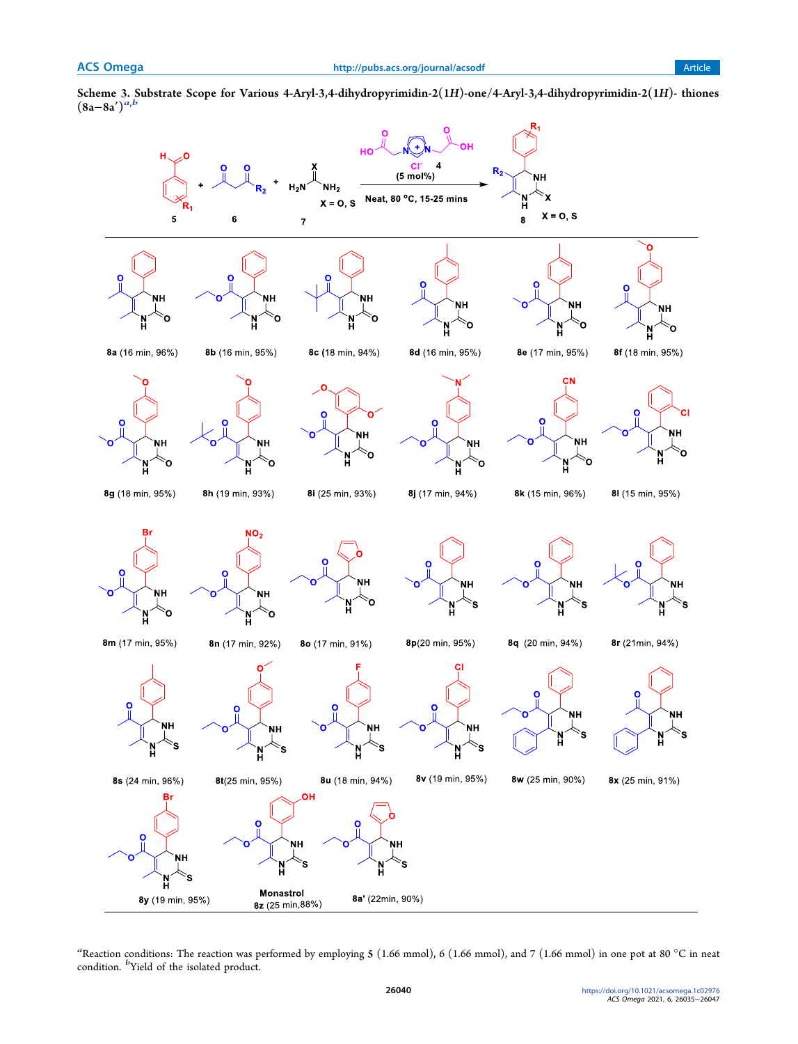**Scheme 3. Substrate Scope for Various 4-Aryl-3,4-dihydropyrimidin-2(1*H*)-one/4-Aryl-3,4-dihydropyrimidin-2(1*H*)- thiones (8a−8a′)**[a,b]

5 + 6 + 7 (X = O, S) → 8 (X = O, S); catalyst 4 (5 mol%), Neat, 80 °C, 15-25 mins

8a (16 min, 96%) 8b (16 min, 95%) 8c (18 min, 94%) 8d (16 min, 95%) 8e (17 min, 95%) 8f (18 min, 95%)

8g (18 min, 95%) 8h (19 min, 93%) 8i (25 min, 93%) 8j (17 min, 94%) 8k (15 min, 96%) 8l (15 min, 95%)

8m (17 min, 95%) 8n (17 min, 92%) 8o (17 min, 91%) 8p (20 min, 95%) 8q (20 min, 94%) 8r (21min, 94%)

8s (24 min, 96%) 8t (25 min, 95%) 8u (18 min, 94%) 8v (19 min, 95%) 8w (25 min, 90%) 8x (25 min, 91%)

8y (19 min, 95%) Monastrol 8z (25 min,88%) 8a′ (22min, 90%)

[a]Reaction conditions: The reaction was performed by employing **5** (1.66 mmol), **6** (1.66 mmol), and **7** (1.66 mmol) in one pot at 80 °C in neat condition. [b]Yield of the isolated product.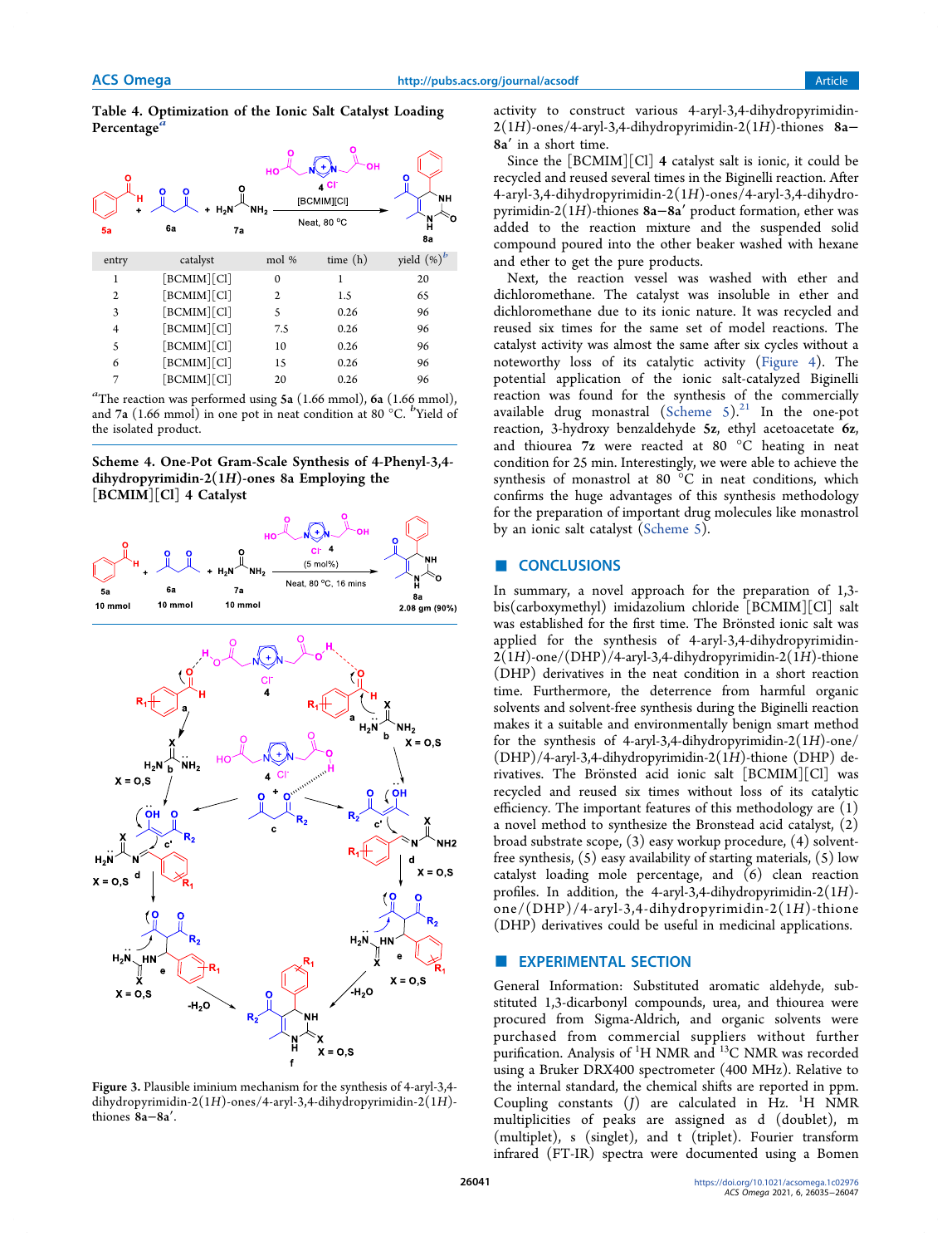**Table 4. Optimization of the Ionic Salt Catalyst Loading Percentage**[a]

| entry | catalyst | mol % | time (h) | yield (%)[b] |
|---|---|---|---|---|
| 1 | [BCMIM][Cl] | 0 | 1 | 20 |
| 2 | [BCMIM][Cl] | 2 | 1.5 | 65 |
| 3 | [BCMIM][Cl] | 5 | 0.26 | 96 |
| 4 | [BCMIM][Cl] | 7.5 | 0.26 | 96 |
| 5 | [BCMIM][Cl] | 10 | 0.26 | 96 |
| 6 | [BCMIM][Cl] | 15 | 0.26 | 96 |
| 7 | [BCMIM][Cl] | 20 | 0.26 | 96 |

[a]The reaction was performed using **5a** (1.66 mmol), **6a** (1.66 mmol), and **7a** (1.66 mmol) in one pot in neat condition at 80 °C. [b]Yield of the isolated product.

**Scheme 4. One-Pot Gram-Scale Synthesis of 4-Phenyl-3,4-dihydropyrimidin-2(1*H*)-ones 8a Employing the [BCMIM][Cl] 4 Catalyst**

Figure 3. Plausible iminium mechanism for the synthesis of 4-aryl-3,4-dihydropyrimidin-2(1*H*)-ones/4-aryl-3,4-dihydropyrimidin-2(1*H*)-thiones **8a**−**8a′**.

activity to construct various 4-aryl-3,4-dihydropyrimidin-2(1*H*)-ones/4-aryl-3,4-dihydropyrimidin-2(1*H*)-thiones **8a**−**8a′** in a short time.

Since the [BCMIM][Cl] **4** catalyst salt is ionic, it could be recycled and reused several times in the Biginelli reaction. After 4-aryl-3,4-dihydropyrimidin-2(1*H*)-ones/4-aryl-3,4-dihydropyrimidin-2(1*H*)-thiones **8a**−**8a′** product formation, ether was added to the reaction mixture and the suspended solid compound poured into the other beaker washed with hexane and ether to get the pure products.

Next, the reaction vessel was washed with ether and dichloromethane. The catalyst was insoluble in ether and dichloromethane due to its ionic nature. It was recycled and reused six times for the same set of model reactions. The catalyst activity was almost the same after six cycles without a noteworthy loss of its catalytic activity (Figure 4). The potential application of the ionic salt-catalyzed Biginelli reaction was found for the synthesis of the commercially available drug monastral (Scheme 5).[21] In the one-pot reaction, 3-hydroxy benzaldehyde **5z**, ethyl acetoacetate **6z**, and thiourea **7z** were reacted at 80 °C heating in neat condition for 25 min. Interestingly, we were able to achieve the synthesis of monastrol at 80 °C in neat conditions, which confirms the huge advantages of this synthesis methodology for the preparation of important drug molecules like monastrol by an ionic salt catalyst (Scheme 5).

## ■ CONCLUSIONS

In summary, a novel approach for the preparation of 1,3-bis(carboxymethyl) imidazolium chloride [BCMIM][Cl] salt was established for the first time. The Brönsted ionic salt was applied for the synthesis of 4-aryl-3,4-dihydropyrimidin-2(1*H*)-one/(DHP)/4-aryl-3,4-dihydropyrimidin-2(1*H*)-thione (DHP) derivatives in the neat condition in a short reaction time. Furthermore, the deterrence from harmful organic solvents and solvent-free synthesis during the Biginelli reaction makes it a suitable and environmentally benign smart method for the synthesis of 4-aryl-3,4-dihydropyrimidin-2(1*H*)-one/(DHP)/4-aryl-3,4-dihydropyrimidin-2(1*H*)-thione (DHP) derivatives. The Brönsted acid ionic salt [BCMIM][Cl] was recycled and reused six times without loss of its catalytic efficiency. The important features of this methodology are (1) a novel method to synthesize the Bronstead acid catalyst, (2) broad substrate scope, (3) easy workup procedure, (4) solvent-free synthesis, (5) easy availability of starting materials, (5) low catalyst loading mole percentage, and (6) clean reaction profiles. In addition, the 4-aryl-3,4-dihydropyrimidin-2(1*H*)-one/(DHP)/4-aryl-3,4-dihydropyrimidin-2(1*H*)-thione (DHP) derivatives could be useful in medicinal applications.

## ■ EXPERIMENTAL SECTION

General Information: Substituted aromatic aldehyde, substituted 1,3-dicarbonyl compounds, urea, and thiourea were procured from Sigma-Aldrich, and organic solvents were purchased from commercial suppliers without further purification. Analysis of $^1$H NMR and $^{13}$C NMR was recorded using a Bruker DRX400 spectrometer (400 MHz). Relative to the internal standard, the chemical shifts are reported in ppm. Coupling constants (*J*) are calculated in Hz. $^1$H NMR multiplicities of peaks are assigned as d (doublet), m (multiplet), s (singlet), and t (triplet). Fourier transform infrared (FT-IR) spectra were documented using a Bomen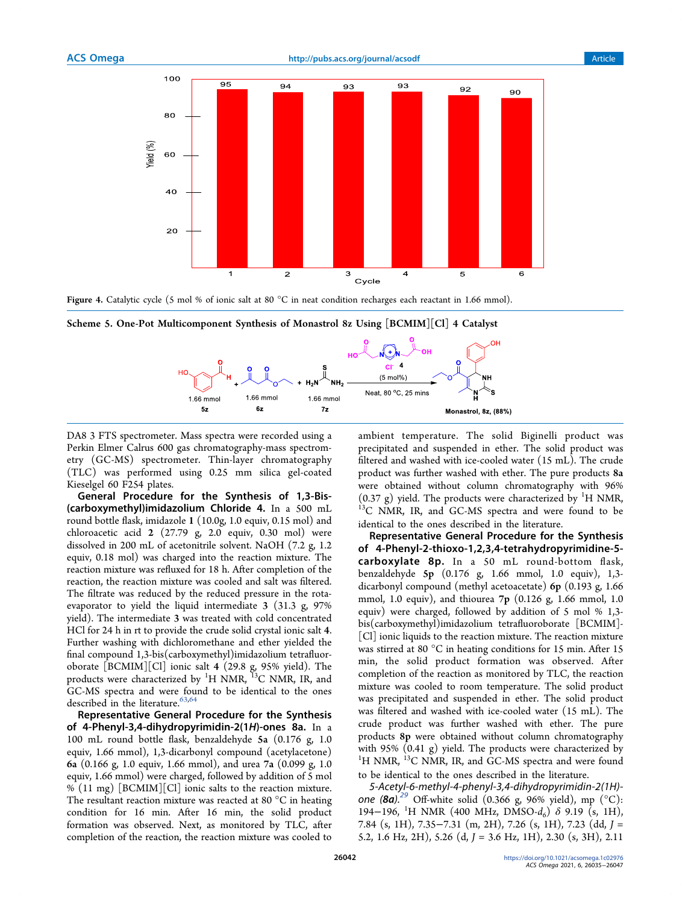**Figure 4.** Catalytic cycle (5 mol % of ionic salt at 80 °C in neat condition recharges each reactant in 1.66 mmol).

**Scheme 5. One-Pot Multicomponent Synthesis of Monastrol 8z Using [BCMIM][Cl] 4 Catalyst**

DA8 3 FTS spectrometer. Mass spectra were recorded using a Perkin Elmer Calrus 600 gas chromatography-mass spectrometry (GC-MS) spectrometer. Thin-layer chromatography (TLC) was performed using 0.25 mm silica gel-coated Kieselgel 60 F254 plates.

**General Procedure for the Synthesis of 1,3-Bis-(carboxymethyl)imidazolium Chloride 4.** In a 500 mL round bottle flask, imidazole **1** (10.0g, 1.0 equiv, 0.15 mol) and chloroacetic acid **2** (27.79 g, 2.0 equiv, 0.30 mol) were dissolved in 200 mL of acetonitrile solvent. NaOH (7.2 g, 1.2 equiv, 0.18 mol) was charged into the reaction mixture. The reaction mixture was refluxed for 18 h. After completion of the reaction, the reaction mixture was cooled and salt was filtered. The filtrate was reduced by the reduced pressure in the rotaevaporator to yield the liquid intermediate **3** (31.3 g, 97% yield). The intermediate **3** was treated with cold concentrated HCl for 24 h in rt to provide the crude solid crystal ionic salt **4**. Further washing with dichloromethane and ether yielded the final compound 1,3-bis(carboxymethyl)imidazolium tetrafluoroborate [BCMIM][Cl] ionic salt **4** (29.8 g, 95% yield). The products were characterized by $^{1}$H NMR, $^{13}$C NMR, IR, and GC-MS spectra and were found to be identical to the ones described in the literature.[63,64]

**Representative General Procedure for the Synthesis of 4-Phenyl-3,4-dihydropyrimidin-2(1*H*)-ones 8a.** In a 100 mL round bottle flask, benzaldehyde **5a** (0.176 g, 1.0 equiv, 1.66 mmol), 1,3-dicarbonyl compound (acetylacetone) **6a** (0.166 g, 1.0 equiv, 1.66 mmol), and urea **7a** (0.099 g, 1.0 equiv, 1.66 mmol) were charged, followed by addition of 5 mol % (11 mg) [BCMIM][Cl] ionic salts to the reaction mixture. The resultant reaction mixture was reacted at 80 °C in heating condition for 16 min. After 16 min, the solid product formation was observed. Next, as monitored by TLC, after completion of the reaction, the reaction mixture was cooled to ambient temperature. The solid Biginelli product was precipitated and suspended in ether. The solid product was filtered and washed with ice-cooled water (15 mL). The crude product was further washed with ether. The pure products **8a** were obtained without column chromatography with 96% (0.37 g) yield. The products were characterized by $^{1}$H NMR, $^{13}$C NMR, IR, and GC-MS spectra and were found to be identical to the ones described in the literature.

**Representative General Procedure for the Synthesis of 4-Phenyl-2-thioxo-1,2,3,4-tetrahydropyrimidine-5-carboxylate 8p.** In a 50 mL round-bottom flask, benzaldehyde **5p** (0.176 g, 1.66 mmol, 1.0 equiv), 1,3-dicarbonyl compound (methyl acetoacetate) **6p** (0.193 g, 1.66 mmol, 1.0 equiv), and thiourea **7p** (0.126 g, 1.66 mmol, 1.0 equiv) were charged, followed by addition of 5 mol % 1,3-bis(carboxymethyl)imidazolium tetrafluoroborate [BCMIM]-[Cl] ionic liquids to the reaction mixture. The reaction mixture was stirred at 80 °C in heating conditions for 15 min. After 15 min, the solid product formation was observed. After completion of the reaction as monitored by TLC, the reaction mixture was cooled to room temperature. The solid product was precipitated and suspended in ether. The solid product was filtered and washed with ice-cooled water (15 mL). The crude product was further washed with ether. The pure products **8p** were obtained without column chromatography with 95% (0.41 g) yield. The products were characterized by $^{1}$H NMR, $^{13}$C NMR, IR, and GC-MS spectra and were found to be identical to the ones described in the literature.

*5-Acetyl-6-methyl-4-phenyl-3,4-dihydropyrimidin-2(1H)-one (**8a**).*[29] Off-white solid (0.366 g, 96% yield), mp (°C): 194–196, $^{1}$H NMR (400 MHz, DMSO-$d_6$) δ 9.19 (s, 1H), 7.84 (s, 1H), 7.35–7.31 (m, 2H), 7.26 (s, 1H), 7.23 (dd, *J* = 5.2, 1.6 Hz, 2H), 5.26 (d, *J* = 3.6 Hz, 1H), 2.30 (s, 3H), 2.11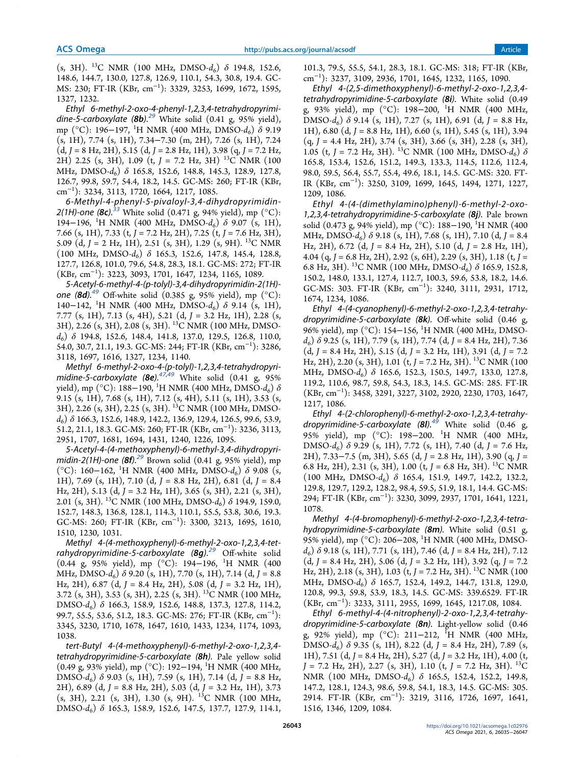(s, 3H). $^{13}$C NMR (100 MHz, DMSO-$d_6$) δ 194.8, 152.6, 148.6, 144.7, 130.0, 127.8, 126.9, 110.1, 54.3, 30.8, 19.4. GC-MS: 230; FT-IR (KBr, cm$^{-1}$): 3329, 3253, 1699, 1672, 1595, 1327, 1232.

*Ethyl 6-methyl-2-oxo-4-phenyl-1,2,3,4-tetrahydropyrimidine-5-carboxylate (**8b**).*[29] White solid (0.41 g, 95% yield), mp (°C): 196−197, $^1$H NMR (400 MHz, DMSO-$d_6$) δ 9.19 (s, 1H), 7.74 (s, 1H), 7.34−7.30 (m, 2H), 7.26 (s, 1H), 7.24 (d, $J$ = 8 Hz, 2H), 5.15 (d, $J$ = 2.8 Hz, 1H), 3.98 (q, $J$ = 7.2 Hz, 2H) 2.25 (s, 3H), 1.09 (t, $J$ = 7.2 Hz, 3H) $^{13}$C NMR (100 MHz, DMSO-$d_6$) δ 165.8, 152.6, 148.8, 145.3, 128.9, 127.8, 126.7, 99.8, 59.7, 54.4, 18.2, 14.5. GC-MS: 260; FT-IR (KBr, cm$^{-1}$): 3234, 3113, 1720, 1664, 1217, 1085.

*6-Methyl-4-phenyl-5-pivaloyl-3,4-dihydropyrimidin-2(1H)-one (**8c**).*[33] White solid (0.471 g, 94% yield), mp (°C): 194−196, $^1$H NMR (400 MHz, DMSO-$d_6$) δ 9.07 (s, 1H), 7.66 (s, 1H), 7.33 (t, $J$ = 7.2 Hz, 2H), 7.25 (t, $J$ = 7.6 Hz, 3H), 5.09 (d, $J$ = 2 Hz, 1H), 2.51 (s, 3H), 1.29 (s, 9H). $^{13}$C NMR (100 MHz, DMSO-$d_6$) δ 165.3, 152.6, 147.8, 145.4, 128.8, 127.7, 126.8, 101.0, 79.6, 54.8, 28.3, 18.1. GC-MS: 272; FT-IR (KBr, cm$^{-1}$): 3223, 3093, 1701, 1647, 1234, 1165, 1089.

*5-Acetyl-6-methyl-4-(p-tolyl)-3,4-dihydropyrimidin-2(1H)-one (**8d**).*[49] Off-white solid (0.385 g, 95% yield), mp (°C): 140−142, $^1$H NMR (400 MHz, DMSO-$d_6$) δ 9.14 (s, 1H), 7.77 (s, 1H), 7.13 (s, 4H), 5.21 (d, $J$ = 3.2 Hz, 1H), 2.28 (s, 3H), 2.26 (s, 3H), 2.08 (s, 3H). $^{13}$C NMR (100 MHz, DMSO-$d_6$) δ 194.8, 152.6, 148.4, 141.8, 137.0, 129.5, 126.8, 110.0, 54.0, 30.7, 21.1, 19.3. GC-MS: 244; FT-IR (KBr, cm$^{-1}$): 3286, 3118, 1697, 1616, 1327, 1234, 1140.

*Methyl 6-methyl-2-oxo-4-(p-tolyl)-1,2,3,4-tetrahydropyrimidine-5-carboxylate (**8e**).*[47,49] White solid (0.41 g, 95% yield), mp (°C): 188−190, $^1$H NMR (400 MHz, DMSO-$d_6$) δ 9.15 (s, 1H), 7.68 (s, 1H), 7.12 (s, 4H), 5.11 (s, 1H), 3.53 (s, 3H), 2.26 (s, 3H), 2.25 (s, 3H). $^{13}$C NMR (100 MHz, DMSO-$d_6$) δ 166.3, 152.6, 148.9, 142.2, 136.9, 129.4, 126.5, 99.6, 53.9, 51.2, 21.1, 18.3. GC-MS: 260; FT-IR (KBr, cm$^{-1}$): 3236, 3113, 2951, 1707, 1681, 1694, 1431, 1240, 1226, 1095.

*5-Acetyl-4-(4-methoxyphenyl)-6-methyl-3,4-dihydropyrimidin-2(1H)-one (**8f**).*[29] Brown solid (0.41 g, 95% yield), mp (°C): 160−162, $^1$H NMR (400 MHz, DMSO-$d_6$) δ 9.08 (s, 1H), 7.69 (s, 1H), 7.10 (d, $J$ = 8.8 Hz, 2H), 6.81 (d, $J$ = 8.4 Hz, 2H), 5.13 (d, $J$ = 3.2 Hz, 1H), 3.65 (s, 3H), 2.21 (s, 3H), 2.01 (s, 3H). $^{13}$C NMR (100 MHz, DMSO-$d_6$) δ 194.9, 159.0, 152.7, 148.3, 136.8, 128.1, 114.3, 110.1, 55.5, 53.8, 30.6, 19.3. GC-MS: 260; FT-IR (KBr, cm$^{-1}$): 3300, 3213, 1695, 1610, 1510, 1230, 1031.

*Methyl 4-(4-methoxyphenyl)-6-methyl-2-oxo-1,2,3,4-tetrahydropyrimidine-5-carboxylate (**8g**).*[29] Off-white solid (0.44 g, 95% yield), mp (°C): 194−196, $^1$H NMR (400 MHz, DMSO-$d_6$) δ 9.20 (s, 1H), 7.70 (s, 1H), 7.14 (d, $J$ = 8.8 Hz, 2H), 6.87 (d, $J$ = 8.4 Hz, 2H), 5.08 (d, $J$ = 3.2 Hz, 1H), 3.72 (s, 3H), 3.53 (s, 3H), 2.25 (s, 3H). $^{13}$C NMR (100 MHz, DMSO-$d_6$) δ 166.3, 158.9, 152.6, 148.8, 137.3, 127.8, 114.2, 99.7, 55.5, 53.6, 51.2, 18.3. GC-MS: 276; FT-IR (KBr, cm$^{-1}$): 3345, 3230, 1710, 1678, 1647, 1610, 1433, 1234, 1174, 1093, 1038.

*tert-Butyl 4-(4-methoxyphenyl)-6-methyl-2-oxo-1,2,3,4-tetrahydropyrimidine-5-carboxylate (**8h**).* Pale yellow solid (0.49 g, 93% yield), mp (°C): 192−194, $^1$H NMR (400 MHz, DMSO-$d_6$) δ 9.03 (s, 1H), 7.59 (s, 1H), 7.14 (d, $J$ = 8.8 Hz, 2H), 6.89 (d, $J$ = 8.8 Hz, 2H), 5.03 (d, $J$ = 3.2 Hz, 1H), 3.73 (s, 3H), 2.21 (s, 3H), 1.30 (s, 9H). $^{13}$C NMR (100 MHz, DMSO-$d_6$) δ 165.3, 158.9, 152.6, 147.5, 137.7, 127.9, 114.1, 101.3, 79.5, 55.5, 54.1, 28.3, 18.1. GC-MS: 318; FT-IR (KBr, cm$^{-1}$): 3237, 3109, 2936, 1701, 1645, 1232, 1165, 1090.

*Ethyl 4-(2,5-dimethoxyphenyl)-6-methyl-2-oxo-1,2,3,4-tetrahydropyrimidine-5-carboxylate (**8i**).* White solid (0.49 g, 93% yield), mp (°C): 198−200, $^1$H NMR (400 MHz, DMSO-$d_6$) δ 9.14 (s, 1H), 7.27 (s, 1H), 6.91 (d, $J$ = 8.8 Hz, 1H), 6.80 (d, $J$ = 8.8 Hz, 1H), 6.60 (s, 1H), 5.45 (s, 1H), 3.94 (q, $J$ = 4.4 Hz, 2H), 3.74 (s, 3H), 3.66 (s, 3H), 2.28 (s, 3H), 1.05 (t, $J$ = 7.2 Hz, 3H). $^{13}$C NMR (100 MHz, DMSO-$d_6$) δ 165.8, 153.4, 152.6, 151.2, 149.3, 133.3, 114.5, 112.6, 112.4, 98.0, 59.5, 56.4, 55.7, 55.4, 49.6, 18.1, 14.5. GC-MS: 320. FT-IR (KBr, cm$^{-1}$): 3250, 3109, 1699, 1645, 1494, 1271, 1227, 1209, 1086.

*Ethyl 4-(4-(dimethylamino)phenyl)-6-methyl-2-oxo-1,2,3,4-tetrahydropyrimidine-5-carboxylate (**8j**).* Pale brown solid (0.473 g, 94% yield), mp (°C): 188−190, $^1$H NMR (400 MHz, DMSO-$d_6$) δ 9.18 (s, 1H), 7.68 (s, 1H), 7.10 (d, $J$ = 8.4 Hz, 2H), 6.72 (d, $J$ = 8.4 Hz, 2H), 5.10 (d, $J$ = 2.8 Hz, 1H), 4.04 (q, $J$ = 6.8 Hz, 2H), 2.92 (s, 6H), 2.29 (s, 3H), 1.18 (t, $J$ = 6.8 Hz, 3H). $^{13}$C NMR (100 MHz, DMSO-$d_6$) δ 165.9, 152.8, 150.2, 148.0, 133.1, 127.4, 112.7, 100.3, 59.6, 53.8, 18.2, 14.6. GC-MS: 303. FT-IR (KBr, cm$^{-1}$): 3240, 3111, 2931, 1712, 1674, 1234, 1086.

*Ethyl 4-(4-cyanophenyl)-6-methyl-2-oxo-1,2,3,4-tetrahydropyrimidine-5-carboxylate (**8k**).* Off-white solid (0.46 g, 96% yield), mp (°C): 154−156, $^1$H NMR (400 MHz, DMSO-$d_6$) δ 9.25 (s, 1H), 7.79 (s, 1H), 7.74 (d, $J$ = 8.4 Hz, 2H), 7.36 (d, $J$ = 8.4 Hz, 2H), 5.15 (d, $J$ = 3.2 Hz, 1H), 3.91 (d, $J$ = 7.2 Hz, 2H), 2.20 (s, 3H), 1.01 (t, $J$ = 7.2 Hz, 3H). $^{13}$C NMR (100 MHz, DMSO-$d_6$) δ 165.6, 152.3, 150.5, 149.7, 133.0, 127.8, 119.2, 110.6, 98.7, 59.8, 54.3, 18.3, 14.5. GC-MS: 285. FT-IR (KBr, cm$^{-1}$): 3458, 3291, 3227, 3102, 2920, 2230, 1703, 1647, 1217, 1086.

*Ethyl 4-(2-chlorophenyl)-6-methyl-2-oxo-1,2,3,4-tetrahydropyrimidine-5-carboxylate (**8l**).*[49] White solid (0.46 g, 95% yield), mp (°C): 198−200. $^1$H NMR (400 MHz, DMSO-$d_6$) δ 9.29 (s, 1H), 7.72 (s, 1H), 7.40 (d, $J$ = 7.6 Hz, 2H), 7.33−7.5 (m, 3H), 5.65 (d, $J$ = 2.8 Hz, 1H), 3.90 (q, $J$ = 6.8 Hz, 2H), 2.31 (s, 3H), 1.00 (t, $J$ = 6.8 Hz, 3H). $^{13}$C NMR (100 MHz, DMSO-$d_6$) δ 165.4, 151.9, 149.7, 142.2, 132.2, 129.8, 129.7, 129.2, 128.2, 98.4, 59.5, 51.9, 18.1, 14.4. GC-MS: 294; FT-IR (KBr, cm$^{-1}$): 3230, 3099, 2937, 1701, 1641, 1221, 1078.

*Methyl 4-(4-bromophenyl)-6-methyl-2-oxo-1,2,3,4-tetrahydropyrimidine-5-carboxylate (**8m**).* White solid (0.51 g, 95% yield), mp (°C): 206−208, $^1$H NMR (400 MHz, DMSO-$d_6$) δ 9.18 (s, 1H), 7.71 (s, 1H), 7.46 (d, $J$ = 8.4 Hz, 2H), 7.12 (d, $J$ = 8.4 Hz, 2H), 5.06 (d, $J$ = 3.2 Hz, 1H), 3.92 (q, $J$ = 7.2 Hz, 2H), 2.18 (s, 3H), 1.03 (t, $J$ = 7.2 Hz, 3H). $^{13}$C NMR (100 MHz, DMSO-$d_6$) δ 165.7, 152.4, 149.2, 144.7, 131.8, 129.0, 120.8, 99.3, 59.8, 53.9, 18.3, 14.5. GC-MS: 339.6529. FT-IR (KBr, cm$^{-1}$): 3233, 3111, 2955, 1699, 1645, 1217.08, 1084.

*Ethyl 6-methyl-4-(4-nitrophenyl)-2-oxo-1,2,3,4-tetrahydropyrimidine-5-carboxylate (**8n**).* Light-yellow solid (0.46 g, 92% yield), mp (°C): 211−212, $^1$H NMR (400 MHz, DMSO-$d_6$) δ 9.35 (s, 1H), 8.22 (d, $J$ = 8.4 Hz, 2H), 7.89 (s, 1H), 7.51 (d, $J$ = 8.4 Hz, 2H), 5.27 (d, $J$ = 3.2 Hz, 1H), 4.00 (t, $J$ = 7.2 Hz, 2H), 2.27 (s, 3H), 1.10 (t, $J$ = 7.2 Hz, 3H). $^{13}$C NMR (100 MHz, DMSO-$d_6$) δ 165.5, 152.4, 152.2, 149.8, 147.2, 128.1, 124.3, 98.6, 59.8, 54.1, 18.3, 14.5. GC-MS: 305. 2914. FT-IR (KBr, cm$^{-1}$): 3219, 3116, 1726, 1697, 1641, 1516, 1346, 1209, 1084.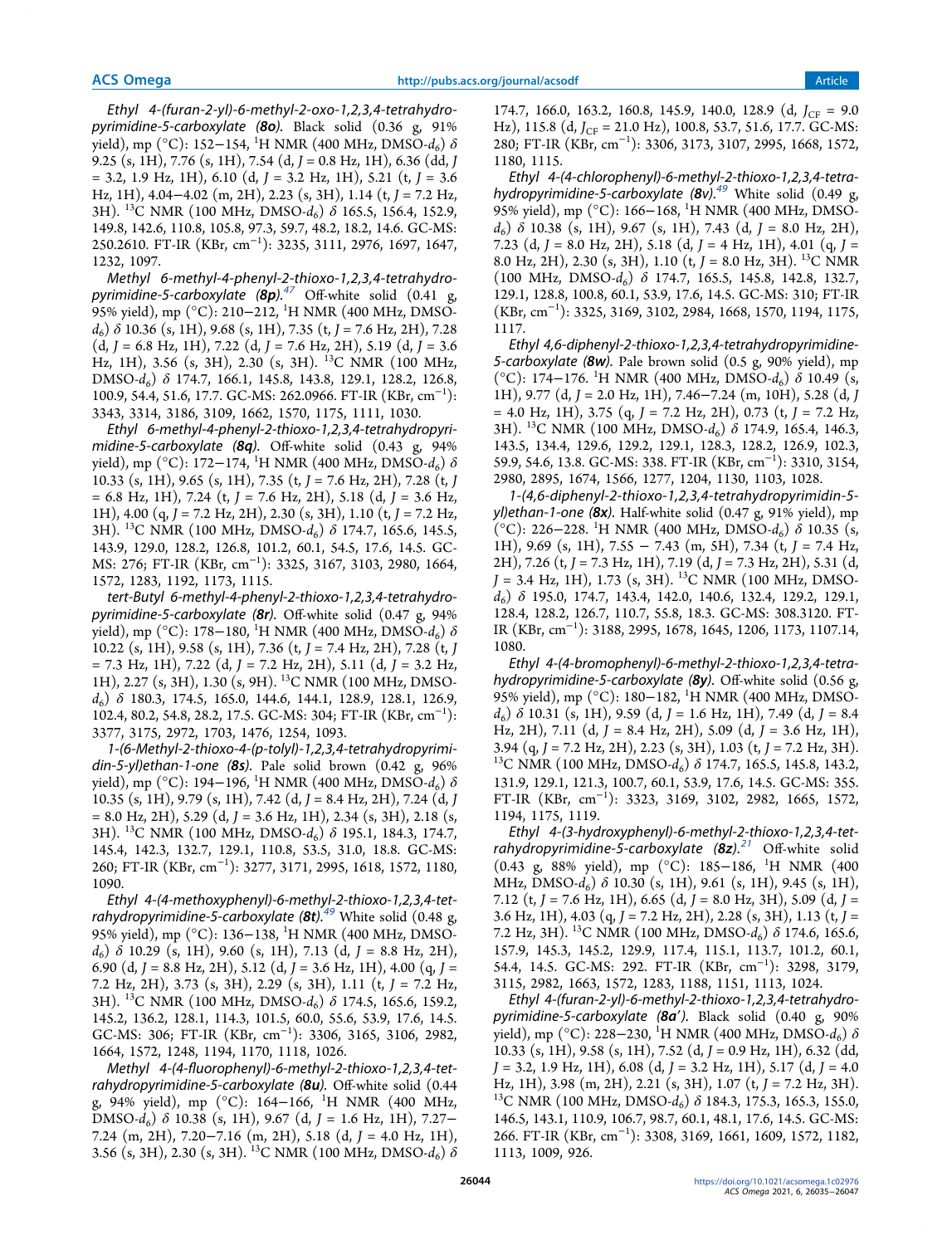*Ethyl 4-(furan-2-yl)-6-methyl-2-oxo-1,2,3,4-tetrahydropyrimidine-5-carboxylate (8o).* Black solid (0.36 g, 91% yield), mp (°C): 152−154, $^1$H NMR (400 MHz, DMSO-$d_6$) δ 9.25 (s, 1H), 7.76 (s, 1H), 7.54 (d, $J$ = 0.8 Hz, 1H), 6.36 (dd, $J$ = 3.2, 1.9 Hz, 1H), 6.10 (d, $J$ = 3.2 Hz, 1H), 5.21 (t, $J$ = 3.6 Hz, 1H), 4.04−4.02 (m, 2H), 2.23 (s, 3H), 1.14 (t, $J$ = 7.2 Hz, 3H). $^{13}$C NMR (100 MHz, DMSO-$d_6$) δ 165.5, 156.4, 152.9, 149.8, 142.6, 110.8, 105.8, 97.3, 59.7, 48.2, 18.2, 14.6. GC-MS: 250.2610. FT-IR (KBr, cm$^{-1}$): 3235, 3111, 2976, 1697, 1647, 1232, 1097.

*Methyl 6-methyl-4-phenyl-2-thioxo-1,2,3,4-tetrahydropyrimidine-5-carboxylate (8p).*[47] Off-white solid (0.41 g, 95% yield), mp (°C): 210−212, $^1$H NMR (400 MHz, DMSO-$d_6$) δ 10.36 (s, 1H), 9.68 (s, 1H), 7.35 (t, $J$ = 7.6 Hz, 2H), 7.28 (d, $J$ = 6.8 Hz, 1H), 7.22 (d, $J$ = 7.6 Hz, 2H), 5.19 (d, $J$ = 3.6 Hz, 1H), 3.56 (s, 3H), 2.30 (s, 3H). $^{13}$C NMR (100 MHz, DMSO-$d_6$) δ 174.7, 166.1, 145.8, 143.8, 129.1, 128.2, 126.8, 100.9, 54.4, 51.6, 17.7. GC-MS: 262.0966. FT-IR (KBr, cm$^{-1}$): 3343, 3314, 3186, 3109, 1662, 1570, 1175, 1111, 1030.

*Ethyl 6-methyl-4-phenyl-2-thioxo-1,2,3,4-tetrahydropyrimidine-5-carboxylate (8q).* Off-white solid (0.43 g, 94% yield), mp (°C): 172−174, $^1$H NMR (400 MHz, DMSO-$d_6$) δ 10.33 (s, 1H), 9.65 (s, 1H), 7.35 (t, $J$ = 7.6 Hz, 2H), 7.28 (t, $J$ = 6.8 Hz, 1H), 7.24 (t, $J$ = 7.6 Hz, 2H), 5.18 (d, $J$ = 3.6 Hz, 1H), 4.00 (q, $J$ = 7.2 Hz, 2H), 2.30 (s, 3H), 1.10 (t, $J$ = 7.2 Hz, 3H). $^{13}$C NMR (100 MHz, DMSO-$d_6$) δ 174.7, 165.6, 145.5, 143.9, 129.0, 128.2, 126.8, 101.2, 60.1, 54.5, 17.6, 14.5. GC-MS: 276; FT-IR (KBr, cm$^{-1}$): 3325, 3167, 3103, 2980, 1664, 1572, 1283, 1192, 1173, 1115.

*tert-Butyl 6-methyl-4-phenyl-2-thioxo-1,2,3,4-tetrahydropyrimidine-5-carboxylate (8r).* Off-white solid (0.47 g, 94% yield), mp (°C): 178−180, $^1$H NMR (400 MHz, DMSO-$d_6$) δ 10.22 (s, 1H), 9.58 (s, 1H), 7.36 (t, $J$ = 7.4 Hz, 2H), 7.28 (t, $J$ = 7.3 Hz, 1H), 7.22 (d, $J$ = 7.2 Hz, 2H), 5.11 (d, $J$ = 3.2 Hz, 1H), 2.27 (s, 3H), 1.30 (s, 9H). $^{13}$C NMR (100 MHz, DMSO-$d_6$) δ 180.3, 174.5, 165.0, 144.6, 144.1, 128.9, 128.1, 126.9, 102.4, 80.2, 54.8, 28.2, 17.5. GC-MS: 304; FT-IR (KBr, cm$^{-1}$): 3377, 3175, 2972, 1703, 1476, 1254, 1093.

*1-(6-Methyl-2-thioxo-4-(p-tolyl)-1,2,3,4-tetrahydropyrimidin-5-yl)ethan-1-one (8s).* Pale solid brown (0.42 g, 96% yield), mp (°C): 194−196, $^1$H NMR (400 MHz, DMSO-$d_6$) δ 10.35 (s, 1H), 9.79 (s, 1H), 7.42 (d, $J$ = 8.4 Hz, 2H), 7.24 (d, $J$ = 8.0 Hz, 2H), 5.29 (d, $J$ = 3.6 Hz, 1H), 2.34 (s, 3H), 2.18 (s, 3H). $^{13}$C NMR (100 MHz, DMSO-$d_6$) δ 195.1, 184.3, 174.7, 145.4, 142.3, 132.7, 129.1, 110.8, 53.5, 31.0, 18.8. GC-MS: 260; FT-IR (KBr, cm$^{-1}$): 3277, 3171, 2995, 1618, 1572, 1180, 1090.

*Ethyl 4-(4-methoxyphenyl)-6-methyl-2-thioxo-1,2,3,4-tetrahydropyrimidine-5-carboxylate (8t).*[49] White solid (0.48 g, 95% yield), mp (°C): 136−138, $^1$H NMR (400 MHz, DMSO-$d_6$) δ 10.29 (s, 1H), 9.60 (s, 1H), 7.13 (d, $J$ = 8.8 Hz, 2H), 6.90 (d, $J$ = 8.8 Hz, 2H), 5.12 (d, $J$ = 3.6 Hz, 1H), 4.00 (q, $J$ = 7.2 Hz, 2H), 3.73 (s, 3H), 2.29 (s, 3H), 1.11 (t, $J$ = 7.2 Hz, 3H). $^{13}$C NMR (100 MHz, DMSO-$d_6$) δ 174.5, 165.6, 159.2, 145.2, 136.2, 128.1, 114.3, 101.5, 60.0, 55.6, 53.9, 17.6, 14.5. GC-MS: 306; FT-IR (KBr, cm$^{-1}$): 3306, 3165, 3106, 2982, 1664, 1572, 1248, 1194, 1170, 1118, 1026.

*Methyl 4-(4-fluorophenyl)-6-methyl-2-thioxo-1,2,3,4-tetrahydropyrimidine-5-carboxylate (8u).* Off-white solid (0.44 g, 94% yield), mp (°C): 164−166, $^1$H NMR (400 MHz, DMSO-$d_6$) δ 10.38 (s, 1H), 9.67 (d, $J$ = 1.6 Hz, 1H), 7.27−7.24 (m, 2H), 7.20−7.16 (m, 2H), 5.18 (d, $J$ = 4.0 Hz, 1H), 3.56 (s, 3H), 2.30 (s, 3H). $^{13}$C NMR (100 MHz, DMSO-$d_6$) δ 174.7, 166.0, 163.2, 160.8, 145.9, 140.0, 128.9 (d, $J_{CF}$ = 9.0 Hz), 115.8 (d, $J_{CF}$ = 21.0 Hz), 100.8, 53.7, 51.6, 17.7. GC-MS: 280; FT-IR (KBr, cm$^{-1}$): 3306, 3173, 3107, 2995, 1668, 1572, 1180, 1115.

*Ethyl 4-(4-chlorophenyl)-6-methyl-2-thioxo-1,2,3,4-tetrahydropyrimidine-5-carboxylate (8v).*[49] White solid (0.49 g, 95% yield), mp (°C): 166−168, $^1$H NMR (400 MHz, DMSO-$d_6$) δ 10.38 (s, 1H), 9.67 (s, 1H), 7.43 (d, $J$ = 8.0 Hz, 2H), 7.23 (d, $J$ = 8.0 Hz, 2H), 5.18 (d, $J$ = 4 Hz, 1H), 4.01 (q, $J$ = 8.0 Hz, 2H), 2.30 (s, 3H), 1.10 (t, $J$ = 8.0 Hz, 3H). $^{13}$C NMR (100 MHz, DMSO-$d_6$) δ 174.7, 165.5, 145.8, 142.8, 132.7, 129.1, 128.8, 100.8, 60.1, 53.9, 17.6, 14.5. GC-MS: 310; FT-IR (KBr, cm$^{-1}$): 3325, 3169, 3102, 2984, 1668, 1570, 1194, 1175, 1117.

*Ethyl 4,6-diphenyl-2-thioxo-1,2,3,4-tetrahydropyrimidine-5-carboxylate (8w).* Pale brown solid (0.5 g, 90% yield), mp (°C): 174−176. $^1$H NMR (400 MHz, DMSO-$d_6$) δ 10.49 (s, 1H), 9.77 (d, $J$ = 2.0 Hz, 1H), 7.46−7.24 (m, 10H), 5.28 (d, $J$ = 4.0 Hz, 1H), 3.75 (q, $J$ = 7.2 Hz, 2H), 0.73 (t, $J$ = 7.2 Hz, 3H). $^{13}$C NMR (100 MHz, DMSO-$d_6$) δ 174.9, 165.4, 146.3, 143.5, 134.4, 129.6, 129.2, 129.1, 128.3, 128.2, 126.9, 102.3, 59.9, 54.6, 13.8. GC-MS: 338. FT-IR (KBr, cm$^{-1}$): 3310, 3154, 2980, 2895, 1674, 1566, 1277, 1204, 1130, 1103, 1028.

*1-(4,6-diphenyl-2-thioxo-1,2,3,4-tetrahydropyrimidin-5-yl)ethan-1-one (8x).* Half-white solid (0.47 g, 91% yield), mp (°C): 226−228. $^1$H NMR (400 MHz, DMSO-$d_6$) δ 10.35 (s, 1H), 9.69 (s, 1H), 7.55 − 7.43 (m, 5H), 7.34 (t, $J$ = 7.4 Hz, 2H), 7.26 (t, $J$ = 7.3 Hz, 1H), 7.19 (d, $J$ = 7.3 Hz, 2H), 5.31 (d, $J$ = 3.4 Hz, 1H), 1.73 (s, 3H). $^{13}$C NMR (100 MHz, DMSO-$d_6$) δ 195.0, 174.7, 143.4, 142.0, 140.6, 132.4, 129.2, 129.1, 128.4, 128.2, 126.7, 110.7, 55.8, 18.3. GC-MS: 308.3120. FT-IR (KBr, cm$^{-1}$): 3188, 2995, 1678, 1645, 1206, 1173, 1107.14, 1080.

*Ethyl 4-(4-bromophenyl)-6-methyl-2-thioxo-1,2,3,4-tetrahydropyrimidine-5-carboxylate (8y).* Off-white solid (0.56 g, 95% yield), mp (°C): 180−182, $^1$H NMR (400 MHz, DMSO-$d_6$) δ 10.31 (s, 1H), 9.59 (d, $J$ = 1.6 Hz, 1H), 7.49 (d, $J$ = 8.4 Hz, 2H), 7.11 (d, $J$ = 8.4 Hz, 2H), 5.09 (d, $J$ = 3.6 Hz, 1H), 3.94 (q, $J$ = 7.2 Hz, 2H), 2.23 (s, 3H), 1.03 (t, $J$ = 7.2 Hz, 3H). $^{13}$C NMR (100 MHz, DMSO-$d_6$) δ 174.7, 165.5, 145.8, 143.2, 131.9, 129.1, 121.3, 100.7, 60.1, 53.9, 17.6, 14.5. GC-MS: 355. FT-IR (KBr, cm$^{-1}$): 3323, 3169, 3102, 2982, 1665, 1572, 1194, 1175, 1119.

*Ethyl 4-(3-hydroxyphenyl)-6-methyl-2-thioxo-1,2,3,4-tetrahydropyrimidine-5-carboxylate (8z).*[21] Off-white solid (0.43 g, 88% yield), mp (°C): 185−186, $^1$H NMR (400 MHz, DMSO-$d_6$) δ 10.30 (s, 1H), 9.61 (s, 1H), 9.45 (s, 1H), 7.12 (t, $J$ = 7.6 Hz, 1H), 6.65 (d, $J$ = 8.0 Hz, 3H), 5.09 (d, $J$ = 3.6 Hz, 1H), 4.03 (q, $J$ = 7.2 Hz, 2H), 2.28 (s, 3H), 1.13 (t, $J$ = 7.2 Hz, 3H). $^{13}$C NMR (100 MHz, DMSO-$d_6$) δ 174.6, 165.6, 157.9, 145.3, 145.2, 129.9, 117.4, 115.1, 113.7, 101.2, 60.1, 54.4, 14.5. GC-MS: 292. FT-IR (KBr, cm$^{-1}$): 3298, 3179, 3115, 2982, 1663, 1572, 1283, 1188, 1151, 1113, 1024.

*Ethyl 4-(furan-2-yl)-6-methyl-2-thioxo-1,2,3,4-tetrahydropyrimidine-5-carboxylate (8a′).* Black solid (0.40 g, 90% yield), mp (°C): 228−230, $^1$H NMR (400 MHz, DMSO-$d_6$) δ 10.33 (s, 1H), 9.58 (s, 1H), 7.52 (d, $J$ = 0.9 Hz, 1H), 6.32 (dd, $J$ = 3.2, 1.9 Hz, 1H), 6.08 (d, $J$ = 3.2 Hz, 1H), 5.17 (d, $J$ = 4.0 Hz, 1H), 3.98 (m, 2H), 2.21 (s, 3H), 1.07 (t, $J$ = 7.2 Hz, 3H). $^{13}$C NMR (100 MHz, DMSO-$d_6$) δ 184.3, 175.3, 165.3, 155.0, 146.5, 143.1, 110.9, 106.7, 98.7, 60.1, 48.1, 17.6, 14.5. GC-MS: 266. FT-IR (KBr, cm$^{-1}$): 3308, 3169, 1661, 1609, 1572, 1182, 1113, 1009, 926.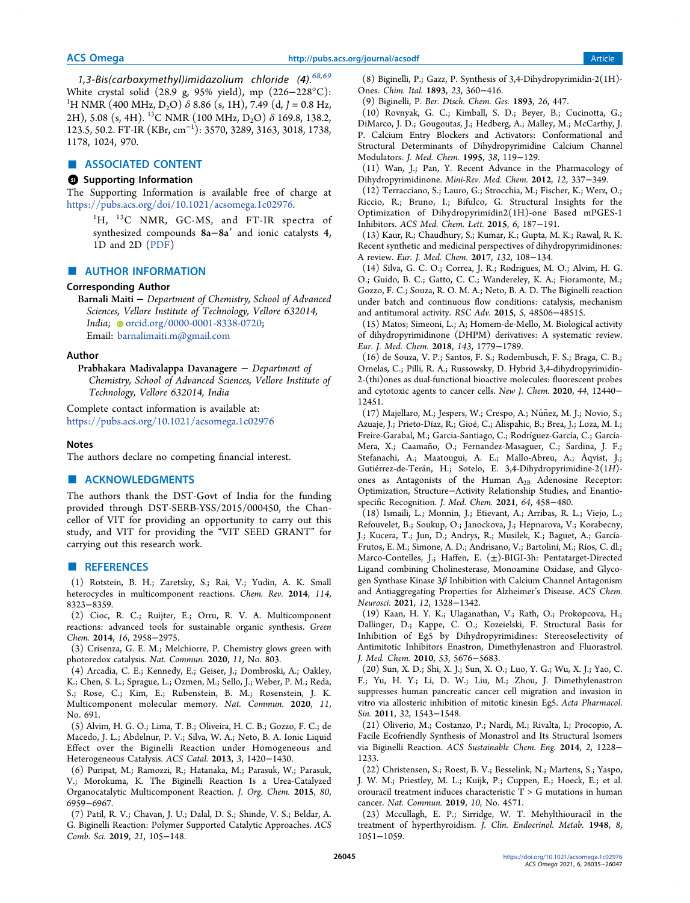*1,3-Bis(carboxymethyl)imidazolium chloride* (**4**).[68,69] White crystal solid (28.9 g, 95% yield), mp (226−228°C): $^1$H NMR (400 MHz, $D_2O$) δ 8.86 (s, 1H), 7.49 (d, *J* = 0.8 Hz, 2H), 5.08 (s, 4H). $^{13}$C NMR (100 MHz, $D_2O$) δ 169.8, 138.2, 123.5, 50.2. FT-IR (KBr, cm$^{-1}$): 3570, 3289, 3163, 3018, 1738, 1178, 1024, 970.

## ASSOCIATED CONTENT

### Supporting Information

The Supporting Information is available free of charge at https://pubs.acs.org/doi/10.1021/acsomega.1c02976.

$^1$H, $^{13}$C NMR, GC-MS, and FT-IR spectra of synthesized compounds **8a**−**8a′** and ionic catalysts **4**, 1D and 2D (PDF)

## AUTHOR INFORMATION

### Corresponding Author

**Barnali Maiti** − *Department of Chemistry, School of Advanced Sciences, Vellore Institute of Technology, Vellore 632014, India*; orcid.org/0000-0001-8338-0720; Email: barnalimaiti.m@gmail.com

### Author

**Prabhakara Madivalappa Davanagere** − *Department of Chemistry, School of Advanced Sciences, Vellore Institute of Technology, Vellore 632014, India*

Complete contact information is available at: https://pubs.acs.org/10.1021/acsomega.1c02976

### Notes

The authors declare no competing financial interest.

## ACKNOWLEDGMENTS

The authors thank the DST-Govt of India for the funding provided through DST-SERB-YSS/2015/000450, the Chancellor of VIT for providing an opportunity to carry out this study, and VIT for providing the "VIT SEED GRANT" for carrying out this research work.

## REFERENCES

(1) Rotstein, B. H.; Zaretsky, S.; Rai, V.; Yudin, A. K. Small heterocycles in multicomponent reactions. *Chem. Rev.* **2014**, *114*, 8323−8359.

(2) Cioc, R. C.; Ruijter, E.; Orru, R. V. A. Multicomponent reactions: advanced tools for sustainable organic synthesis. *Green Chem.* **2014**, *16*, 2958−2975.

(3) Crisenza, G. E. M.; Melchiorre, P. Chemistry glows green with photoredox catalysis. *Nat. Commun.* **2020**, *11*, No. 803.

(4) Arcadia, C. E.; Kennedy, E.; Geiser, J.; Dombroski, A.; Oakley, K.; Chen, S. L.; Sprague, L.; Ozmen, M.; Sello, J.; Weber, P. M.; Reda, S.; Rose, C.; Kim, E.; Rubenstein, B. M.; Rosenstein, J. K. Multicomponent molecular memory. *Nat. Commun.* **2020**, *11*, No. 691.

(5) Alvim, H. G. O.; Lima, T. B.; Oliveira, H. C. B.; Gozzo, F. C.; de Macedo, J. L.; Abdelnur, P. V.; Silva, W. A.; Neto, B. A. Ionic Liquid Effect over the Biginelli Reaction under Homogeneous and Heterogeneous Catalysis. *ACS Catal.* **2013**, *3*, 1420−1430.

(6) Puripat, M.; Ramozzi, R.; Hatanaka, M.; Parasuk, W.; Parasuk, V.; Morokuma, K. The Biginelli Reaction Is a Urea-Catalyzed Organocatalytic Multicomponent Reaction. *J. Org. Chem.* **2015**, *80*, 6959−6967.

(7) Patil, R. V.; Chavan, J. U.; Dalal, D. S.; Shinde, V. S.; Beldar, A. G. Biginelli Reaction: Polymer Supported Catalytic Approaches. *ACS Comb. Sci.* **2019**, *21*, 105−148.

(8) Biginelli, P.; Gazz, P. Synthesis of 3,4-Dihydropyrimidin-2(1H)-Ones. *Chim. Ital.* **1893**, *23*, 360−416.

(9) Biginelli, P. *Ber. Dtsch. Chem. Ges.* **1893**, *26*, 447.

(10) Rovnyak, G. C.; Kimball, S. D.; Beyer, B.; Cucinotta, G.; DiMarco, J. D.; Gougoutas, J.; Hedberg, A.; Malley, M.; McCarthy, J. P. Calcium Entry Blockers and Activators: Conformational and Structural Determinants of Dihydropyrimidine Calcium Channel Modulators. *J. Med. Chem.* **1995**, *38*, 119−129.

(11) Wan, J.; Pan, Y. Recent Advance in the Pharmacology of Dihydropyrimidinone. *Mini-Rev. Med. Chem.* **2012**, *12*, 337−349.

(12) Terracciano, S.; Lauro, G.; Strocchia, M.; Fischer, K.; Werz, O.; Riccio, R.; Bruno, I.; Bifulco, G. Structural Insights for the Optimization of Dihydropyrimidin2(1H)-one Based mPGES-1 Inhibitors. *ACS Med. Chem. Lett.* **2015**, *6*, 187−191.

(13) Kaur, R.; Chaudhury, S.; Kumar, K.; Gupta, M. K.; Rawal, R. K. Recent synthetic and medicinal perspectives of dihydropyrimidinones: A review. *Eur. J. Med. Chem.* **2017**, *132*, 108−134.

(14) Silva, G. C. O.; Correa, J. R.; Rodrigues, M. O.; Alvim, H. G. O.; Guido, B. C.; Gatto, C. C.; Wandereley, K. A.; Fioramonte, M.; Gozzo, F. C.; Souza, R. O. M. A.; Neto, B. A. D. The Biginelli reaction under batch and continuous flow conditions: catalysis, mechanism and antitumoral activity. *RSC Adv.* **2015**, *5*, 48506−48515.

(15) Matos; Simeoni, L.; A; Homem-de-Mello, M. Biological activity of dihydropyrimidinone (DHPM) derivatives: A systematic review. *Eur. J. Med. Chem.* **2018**, *143*, 1779−1789.

(16) de Souza, V. P.; Santos, F. S.; Rodembusch, F. S.; Braga, C. B.; Ornelas, C.; Pilli, R. A.; Russowsky, D. Hybrid 3,4-dihydropyrimidin-2-(thi)ones as dual-functional bioactive molecules: fluorescent probes and cytotoxic agents to cancer cells. *New J. Chem.* **2020**, *44*, 12440−12451.

(17) Majellaro, M.; Jespers, W.; Crespo, A.; Núñez, M. J.; Novio, S.; Azuaje, J.; Prieto-Díaz, R.; Gioé, C.; Alispahic, B.; Brea, J.; Loza, M. I.; Freire-Garabal, M.; Garcia-Santiago, C.; Rodríguez-García, C.; García-Mera, X.; Caamaño, O.; Fernandez-Masaguer, C.; Sardina, J. F.; Stefanachi, A.; Maatougui, A. E.; Mallo-Abreu, A.; Åqvist, J.; Gutiérrez-de-Terán, H.; Sotelo, E. 3,4-Dihydropyrimidine-2(1*H*)-ones as Antagonists of the Human $A_{2B}$ Adenosine Receptor: Optimization, Structure−Activity Relationship Studies, and Enantiospecific Recognition. *J. Med. Chem.* **2021**, *64*, 458−480.

(18) Ismaili, L.; Monnin, J.; Etievant, A.; Arribas, R. L.; Viejo, L.; Refouvelet, B.; Soukup, O.; Janockova, J.; Hepnarova, V.; Korabecny, J.; Kucera, T.; Jun, D.; Andrys, R.; Musilek, K.; Baguet, A.; García-Frutos, E. M.; Simone, A. D.; Andrisano, V.; Bartolini, M.; Ríos, C. dl.; Marco-Contelles, J.; Haffen, E. (±)-BIGI-3h: Pentatarget-Directed Ligand combining Cholinesterase, Monoamine Oxidase, and Glycogen Synthase Kinase 3β Inhibition with Calcium Channel Antagonism and Antiaggregating Properties for Alzheimer's Disease. *ACS Chem. Neurosci.* **2021**, *12*, 1328−1342.

(19) Kaan, H. Y. K.; Ulaganathan, V.; Rath, O.; Prokopcova, H.; Dallinger, D.; Kappe, C. O.; Kozeielski, F. Structural Basis for Inhibition of Eg5 by Dihydropyrimidines: Stereoselectivity of Antimitotic Inhibitors Enastron, Dimethylenastron and Fluorastrol. *J. Med. Chem.* **2010**, *53*, 5676−5683.

(20) Sun, X. D.; Shi, X. J.; Sun, X. O.; Luo, Y. G.; Wu, X. J.; Yao, C. F.; Yu, H. Y.; Li, D. W.; Liu, M.; Zhou, J. Dimethylenastron suppresses human pancreatic cancer cell migration and invasion in vitro via allosteric inhibition of mitotic kinesin Eg5. *Acta Pharmacol. Sin.* **2011**, *32*, 1543−1548.

(21) Oliverio, M.; Costanzo, P.; Nardi, M.; Rivalta, I.; Procopio, A. Facile Ecofriendly Synthesis of Monastrol and Its Structural Isomers via Biginelli Reaction. *ACS Sustainable Chem. Eng.* **2014**, *2*, 1228−1233.

(22) Christensen, S.; Roest, B. V.; Besselink, N.; Martens, S.; Yaspo, J. W. M.; Priestley, M. L.; Kuijk, P.; Cuppen, E.; Hoeck, E.; et al. orouracil treatment induces characteristic T > G mutations in human cancer. *Nat. Commun.* **2019**, *10*, No. 4571.

(23) Mccullagh, E. P.; Sirridge, W. T. Mehylthiouracil in the treatment of hyperthyroidism. *J. Clin. Endocrinol. Metab.* **1948**, *8*, 1051−1059.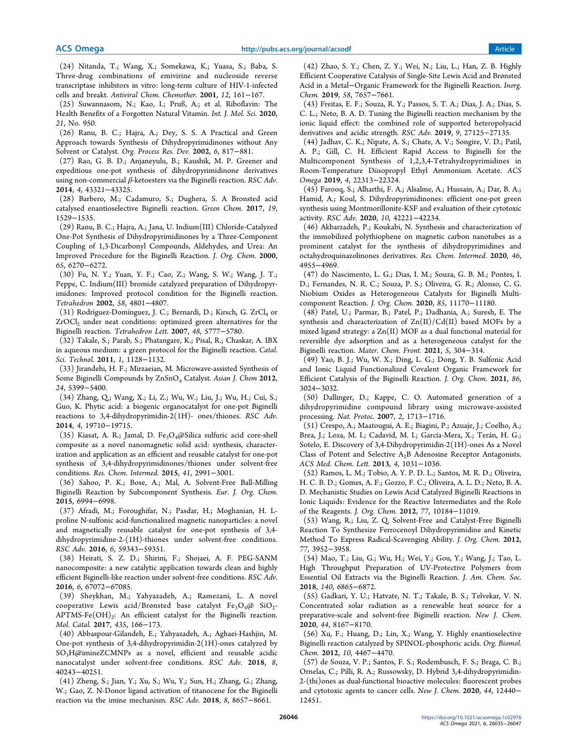(24) Nitanda, T.; Wang, X.; Somekawa, K.; Yuasa, S.; Baba, S. Three-drug combinations of emivirine and nucleoside reverse transcriptase inhibitors in vitro: long-term culture of HIV-1-infected cells and breakt. *Antiviral Chem. Chemother.* **2001**, *12*, 161−167.

(25) Suwannasom, N.; Kao, I.; Pruß, A.; et al. Riboflavin: The Health Benefits of a Forgotten Natural Vitamin. *Int. J. Mol. Sci.* **2020**, *21*, No. 950.

(26) Ranu, B. C.; Hajra, A.; Dey, S. S. A Practical and Green Approach towards Synthesis of Dihydropyrimidinones without Any Solvent or Catalyst. *Org. Process Res. Dev.* **2002**, *6*, 817−881.

(27) Rao, G. B. D.; Anjaneyulu, B.; Kaushik, M. P. Greener and expeditious one-pot synthesis of dihydropyrimidinone derivatives using non-commercial β-ketoesters via the Biginelli reaction. *RSC Adv.* **2014**, *4*, 43321−43325.

(28) Barbero, M.; Cadamuro, S.; Dughera, S. A Bronsted acid catalysed enantioselective Biginelli reaction. *Green Chem.* **2017**, *19*, 1529−1535.

(29) Ranu, B. C.; Hajra, A.; Jana, U. Indium(III) Chloride-Catalyzed One-Pot Synthesis of Dihydropyrimidinones by a Three-Component Coupling of 1,3-Dicarbonyl Compounds, Aldehydes, and Urea: An Improved Procedure for the Biginelli Reaction. *J. Org. Chem.* **2000**, *65*, 6270−6272.

(30) Fu, N. Y.; Yuan, Y. F.; Cao, Z.; Wang, S. W.; Wang, J. T.; Peppe, C. Indium(III) bromide catalyzed preparation of Dihydropyrimidones: Improved protocol condition for the Biginelli reaction. *Tetrahedron* **2002**, *58*, 4801−4807.

(31) Rodríguez-Domínguez, J. C.; Bernardi, D.; Kirsch, G. $ZrCl_4$ or $ZrOCl_2$ under neat conditions: optimized green alternatives for the Biginelli reaction. *Tetrahedron Lett.* **2007**, *48*, 5777−5780.

(32) Takale, S.; Parab, S.; Phatangare, K.; Pisal, R.; Chaskar, A. IBX in aqueous medium: a green protocol for the Biginelli reaction. *Catal. Sci. Technol.* **2011**, *1*, 1128−1132.

(33) Jirandehi, H. F.; Mirzaeian, M. Microwave-assisted Synthesis of Some Biginelli Compounds by $ZnSnO_4$ Catalyst. *Asian J. Chem* **2012**, *24*, 5399−5400.

(34) Zhang, Q.; Wang, X.; Li, Z.; Wu, W.; Liu, J.; Wu, H.; Cui, S.; Guo, K. Phytic acid: a biogenic organocatalyst for one-pot Biginelli reactions to 3,4-dihydropyrimidin-2(1H)- ones/thiones. *RSC Adv.* **2014**, *4*, 19710−19715.

(35) Kiasat, A. R.; Jamal, D. $Fe_3O_4$@Silica sulfuric acid core-shell composite as a novel nanomagnetic solid acid: synthesis, characterization and application as an efficient and reusable catalyst for one-pot synthesis of 3,4-dihydropyrimidinones/thiones under solvent-free conditions. *Res. Chem. Intermed.* **2015**, *41*, 2991−3001.

(36) Sahoo, P. K.; Bose, A.; Mal, A. Solvent-Free Ball-Milling Biginelli Reaction by Subcomponent Synthesis. *Eur. J. Org. Chem.* **2015**, 6994−6998.

(37) Afradi, M.; Foroughifar, N.; Pasdar, H.; Moghanian, H. L-proline N-sulfonic acid-functionalized magnetic nanoparticles: a novel and magnetically reusable catalyst for one-pot synthesis of 3,4-dihydropyrimidine-2-(1H)-thiones under solvent-free conditions. *RSC Adv.* **2016**, *6*, 59343−59351.

(38) Heirati, S. Z. D.; Shirini, F.; Shojaei, A. F. PEG-SANM nanocomposite: a new catalytic application towards clean and highly efficient Biginelli-like reaction under solvent-free conditions. *RSC Adv.* **2016**, *6*, 67072−67085.

(39) Sheykhan, M.; Yahyazadeh, A.; Ramezani, L. A novel cooperative Lewis acid/Brønsted base catalyst $Fe_3O_4$@ $SiO_2$-APTMS-$Fe(OH)_2$: An efficient catalyst for the Biginelli reaction. *Mol. Catal.* **2017**, *435*, 166−173.

(40) Abbaspour-Gilandeh, E.; Yahyazadeh, A.; Aghaei-Hashjin, M. One-pot synthesis of 3,4-dihydropyrimidin-2(1H)-ones catalyzed by $SO_3H$@imineZCMNPs as a novel, efficient and reusable acidic nanocatalyst under solvent-free conditions. *RSC Adv.* **2018**, *8*, 40243−40251.

(41) Zheng, S.; Jian, Y.; Xu, S.; Wu, Y.; Sun, H.; Zhang, G.; Zhang, W.; Gao, Z. N-Donor ligand activation of titanocene for the Biginelli reaction via the imine mechanism. *RSC Adv.* **2018**, *8*, 8657−8661.

(42) Zhao, S. Y.; Chen, Z. Y.; Wei, N.; Liu, L.; Han, Z. B. Highly Efficient Cooperative Catalysis of Single-Site Lewis Acid and Brønsted Acid in a Metal−Organic Framework for the Biginelli Reaction. *Inorg. Chem.* **2019**, *58*, 7657−7661.

(43) Freitas, E. F.; Souza, R. Y.; Passos, S. T. A.; Dias, J. A.; Dias, S. C. L.; Neto, B. A. D. Tuning the Biginelli reaction mechanism by the ionic liquid effect: the combined role of supported heteropolyacid derivatives and acidic strength. *RSC Adv.* **2019**, *9*, 27125−27135.

(44) Jadhav, C. K.; Nipate, A. S.; Chate, A. V.; Songire, V. D.; Patil, A. P.; Gill, C. H. Efficient Rapid Access to Biginelli for the Multicomponent Synthesis of 1,2,3,4-Tetrahydropyrimidines in Room-Temperature Diisopropyl Ethyl Ammonium Acetate. *ACS Omega* **2019**, *4*, 22313−22324.

(45) Farooq, S.; Alharthi, F. A.; Alsalme, A.; Hussain, A.; Dar, B. A.; Hamid, A.; Koul, S. Dihydropyrimidinones: efficient one-pot green synthesis using Montmorillonite-KSF and evaluation of their cytotoxic activity. *RSC Adv.* **2020**, *10*, 42221−42234.

(46) Akbarzadeh, P.; Koukabi, N. Synthesis and characterization of the immobilized polythiophene on magnetic carbon nanotubes as a prominent catalyst for the synthesis of dihydropyrimidines and octahydroquinazolinones derivatives. *Res. Chem. Intermed.* **2020**, *46*, 4955−4969.

(47) do Nascimento, L. G.; Dias, I. M.; Souza, G. B. M.; Pontes, I. D.; Fernandes, N. R. C.; Souza, P. S.; Oliveira, G. R.; Alonso, C. G. Niobium Oxides as Heterogeneous Catalysts for Biginelli Multicomponent Reaction. *J. Org. Chem.* **2020**, *85*, 11170−11180.

(48) Patel, U.; Parmar, B.; Patel, P.; Dadhania, A.; Suresh, E. The synthesis and characterization of Zn(II)/Cd(II) based MOFs by a mixed ligand strategy: a Zn(II) MOF as a dual functional material for reversible dye adsorption and as a heterogeneous catalyst for the Biginelli reaction. *Mater. Chem. Front.* **2021**, *5*, 304−314.

(49) Yao, B. J.; Wu, W. X.; Ding, L. G.; Dong, Y. B. Sulfonic Acid and Ionic Liquid Functionalized Covalent Organic Framework for Efficient Catalysis of the Biginelli Reaction. *J. Org. Chem.* **2021**, *86*, 3024−3032.

(50) Dallinger, D.; Kappe, C. O. Automated generation of a dihydropyrimidine compound library using microwave-assisted processing. *Nat. Protoc.* **2007**, *2*, 1713−1716.

(51) Crespo, A.; Maatougui, A. E.; Biagini, P.; Azuaje, J.; Coelho, A.; Brea, J.; Loza, M. I.; Cadavid, M. I.; García-Mera, X.; Terán, H. G.; Sotelo, E. Discovery of 3,4-Dihydropyrimidin-2(1H)-ones As a Novel Class of Potent and Selective $A_2B$ Adenosine Receptor Antagonists. *ACS Med. Chem. Lett.* **2013**, *4*, 1031−1036.

(52) Ramos, L. M.; Tobio, A. Y. P. D. L.; Santos, M. R. D.; Oliveira, H. C. B. D.; Gomes, A. F.; Gozzo, F. C.; Oliveira, A. L. D.; Neto, B. A. D. Mechanistic Studies on Lewis Acid Catalyzed Biginelli Reactions in Ionic Liquids: Evidence for the Reactive Intermediates and the Role of the Reagents. *J. Org. Chem.* **2012**, *77*, 10184−11019.

(53) Wang, R.; Liu, Z. Q. Solvent-Free and Catalyst-Free Biginelli Reaction To Synthesize Ferrocenoyl Dihydropyrimidine and Kinetic Method To Express Radical-Scavenging Ability. *J. Org. Chem.* **2012**, *77*, 3952−3958.

(54) Mao, T.; Liu, G.; Wu, H.; Wei, Y.; Gou, Y.; Wang, J.; Tao, L. High Throughput Preparation of UV-Protective Polymers from Essential Oil Extracts via the Biginelli Reaction. *J. Am. Chem. Soc.* **2018**, *140*, 6865−6872.

(55) Gadkari, Y. U.; Hatvate, N. T.; Takale, B. S.; Telvekar, V. N. Concentrated solar radiation as a renewable heat source for a preparative-scale and solvent-free Biginelli reaction. *New J. Chem.* **2020**, *44*, 8167−8170.

(56) Xu, F.; Huang, D.; Lin, X.; Wang, Y. Highly enantioselective Biginelli reaction catalyzed by SPINOL-phosphoric acids. *Org. Biomol. Chem.* **2012**, *10*, 4467−4470.

(57) de Souza, V. P.; Santos, F. S.; Rodembusch, F. S.; Braga, C. B.; Ornelas, C.; Pilli, R. A.; Russowsky, D. Hybrid 3,4-dihydropyrimidin-2-(thi)ones as dual-functional bioactive molecules: fluorescent probes and cytotoxic agents to cancer cells. *New J. Chem.* **2020**, *44*, 12440−12451.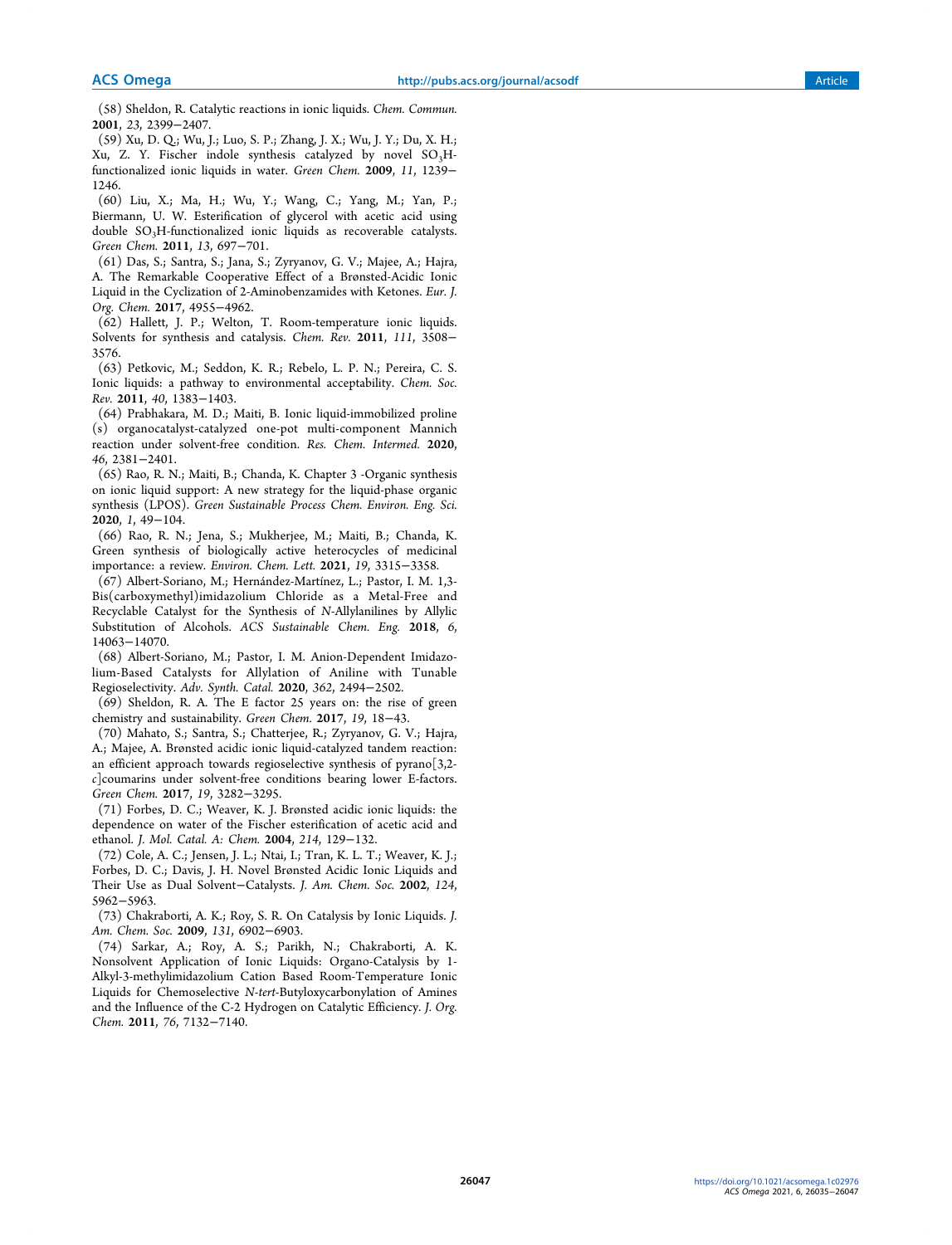(58) Sheldon, R. Catalytic reactions in ionic liquids. *Chem. Commun.* **2001**, *23*, 2399−2407.

(59) Xu, D. Q.; Wu, J.; Luo, S. P.; Zhang, J. X.; Wu, J. Y.; Du, X. H.; Xu, Z. Y. Fischer indole synthesis catalyzed by novel $SO_3H$-functionalized ionic liquids in water. *Green Chem.* **2009**, *11*, 1239−1246.

(60) Liu, X.; Ma, H.; Wu, Y.; Wang, C.; Yang, M.; Yan, P.; Biermann, U. W. Esterification of glycerol with acetic acid using double $SO_3H$-functionalized ionic liquids as recoverable catalysts. *Green Chem.* **2011**, *13*, 697−701.

(61) Das, S.; Santra, S.; Jana, S.; Zyryanov, G. V.; Majee, A.; Hajra, A. The Remarkable Cooperative Effect of a Brønsted-Acidic Ionic Liquid in the Cyclization of 2-Aminobenzamides with Ketones. *Eur. J. Org. Chem.* **2017**, 4955−4962.

(62) Hallett, J. P.; Welton, T. Room-temperature ionic liquids. Solvents for synthesis and catalysis. *Chem. Rev.* **2011**, *111*, 3508−3576.

(63) Petkovic, M.; Seddon, K. R.; Rebelo, L. P. N.; Pereira, C. S. Ionic liquids: a pathway to environmental acceptability. *Chem. Soc. Rev.* **2011**, *40*, 1383−1403.

(64) Prabhakara, M. D.; Maiti, B. Ionic liquid-immobilized proline (s) organocatalyst-catalyzed one-pot multi-component Mannich reaction under solvent-free condition. *Res. Chem. Intermed.* **2020**, *46*, 2381−2401.

(65) Rao, R. N.; Maiti, B.; Chanda, K. Chapter 3 -Organic synthesis on ionic liquid support: A new strategy for the liquid-phase organic synthesis (LPOS). *Green Sustainable Process Chem. Environ. Eng. Sci.* **2020**, *1*, 49−104.

(66) Rao, R. N.; Jena, S.; Mukherjee, M.; Maiti, B.; Chanda, K. Green synthesis of biologically active heterocycles of medicinal importance: a review. *Environ. Chem. Lett.* **2021**, *19*, 3315−3358.

(67) Albert-Soriano, M.; Hernández-Martínez, L.; Pastor, I. M. 1,3-Bis(carboxymethyl)imidazolium Chloride as a Metal-Free and Recyclable Catalyst for the Synthesis of *N*-Allylanilines by Allylic Substitution of Alcohols. *ACS Sustainable Chem. Eng.* **2018**, *6*, 14063−14070.

(68) Albert-Soriano, M.; Pastor, I. M. Anion-Dependent Imidazolium-Based Catalysts for Allylation of Aniline with Tunable Regioselectivity. *Adv. Synth. Catal.* **2020**, *362*, 2494−2502.

(69) Sheldon, R. A. The E factor 25 years on: the rise of green chemistry and sustainability. *Green Chem.* **2017**, *19*, 18−43.

(70) Mahato, S.; Santra, S.; Chatterjee, R.; Zyryanov, G. V.; Hajra, A.; Majee, A. Brønsted acidic ionic liquid-catalyzed tandem reaction: an efficient approach towards regioselective synthesis of pyrano[3,2-*c*]coumarins under solvent-free conditions bearing lower E-factors. *Green Chem.* **2017**, *19*, 3282−3295.

(71) Forbes, D. C.; Weaver, K. J. Brønsted acidic ionic liquids: the dependence on water of the Fischer esterification of acetic acid and ethanol. *J. Mol. Catal. A: Chem.* **2004**, *214*, 129−132.

(72) Cole, A. C.; Jensen, J. L.; Ntai, I.; Tran, K. L. T.; Weaver, K. J.; Forbes, D. C.; Davis, J. H. Novel Brønsted Acidic Ionic Liquids and Their Use as Dual Solvent−Catalysts. *J. Am. Chem. Soc.* **2002**, *124*, 5962−5963.

(73) Chakraborti, A. K.; Roy, S. R. On Catalysis by Ionic Liquids. *J. Am. Chem. Soc.* **2009**, *131*, 6902−6903.

(74) Sarkar, A.; Roy, A. S.; Parikh, N.; Chakraborti, A. K. Nonsolvent Application of Ionic Liquids: Organo-Catalysis by 1-Alkyl-3-methylimidazolium Cation Based Room-Temperature Ionic Liquids for Chemoselective *N-tert*-Butyloxycarbonylation of Amines and the Influence of the C-2 Hydrogen on Catalytic Efficiency. *J. Org. Chem.* **2011**, *76*, 7132−7140.